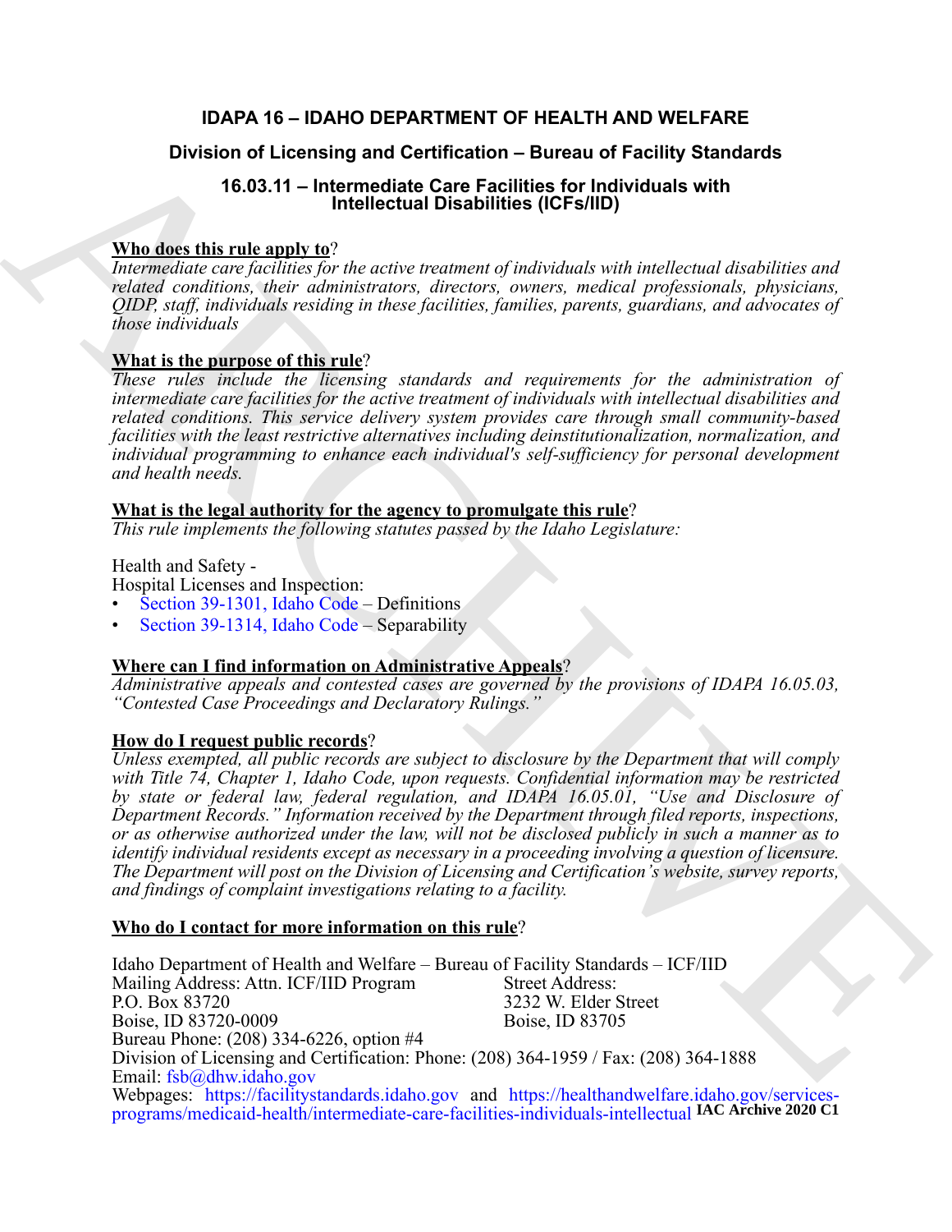# IDAPA 16 – IDAHO DEPARTMENT OF HEALTH AND WELFARE

## Division of Licensing and Certification – Bureau of Facility Standards

### 16.03.11 – Intermediate Care Facilities for Individuals with Intellectual Disabilities (ICFs/IID)

**Who does this rule apply to?**
*Intermediate care facilities for the active treatment of individuals with intellectual disabilities and related conditions, their administrators, directors, owners, medical professionals, physicians, QIDP, staff, individuals residing in these facilities, families, parents, guardians, and advocates of those individuals*

**What is the purpose of this rule?**
*These rules include the licensing standards and requirements for the administration of intermediate care facilities for the active treatment of individuals with intellectual disabilities and related conditions. This service delivery system provides care through small community-based facilities with the least restrictive alternatives including deinstitutionalization, normalization, and individual programming to enhance each individual's self-sufficiency for personal development and health needs.*

**What is the legal authority for the agency to promulgate this rule?**
*This rule implements the following statutes passed by the Idaho Legislature:*

Health and Safety -
Hospital Licenses and Inspection:
- Section 39-1301, Idaho Code – Definitions
- Section 39-1314, Idaho Code – Separability

**Where can I find information on Administrative Appeals?**
*Administrative appeals and contested cases are governed by the provisions of IDAPA 16.05.03, "Contested Case Proceedings and Declaratory Rulings."*

**How do I request public records?**
*Unless exempted, all public records are subject to disclosure by the Department that will comply with Title 74, Chapter 1, Idaho Code, upon requests. Confidential information may be restricted by state or federal law, federal regulation, and IDAPA 16.05.01, "Use and Disclosure of Department Records." Information received by the Department through filed reports, inspections, or as otherwise authorized under the law, will not be disclosed publicly in such a manner as to identify individual residents except as necessary in a proceeding involving a question of licensure. The Department will post on the Division of Licensing and Certification's website, survey reports, and findings of complaint investigations relating to a facility.*

**Who do I contact for more information on this rule?**

Idaho Department of Health and Welfare – Bureau of Facility Standards – ICF/IID
Mailing Address: Attn. ICF/IID Program
P.O. Box 83720
Boise, ID 83720-0009
Street Address:
3232 W. Elder Street
Boise, ID 83705
Bureau Phone: (208) 334-6226, option #4
Division of Licensing and Certification: Phone: (208) 364-1959 / Fax: (208) 364-1888
Email: fsb@dhw.idaho.gov
Webpages: https://facilitystandards.idaho.gov and https://healthandwelfare.idaho.gov/services-programs/medicaid-health/intermediate-care-facilities-individuals-intellectual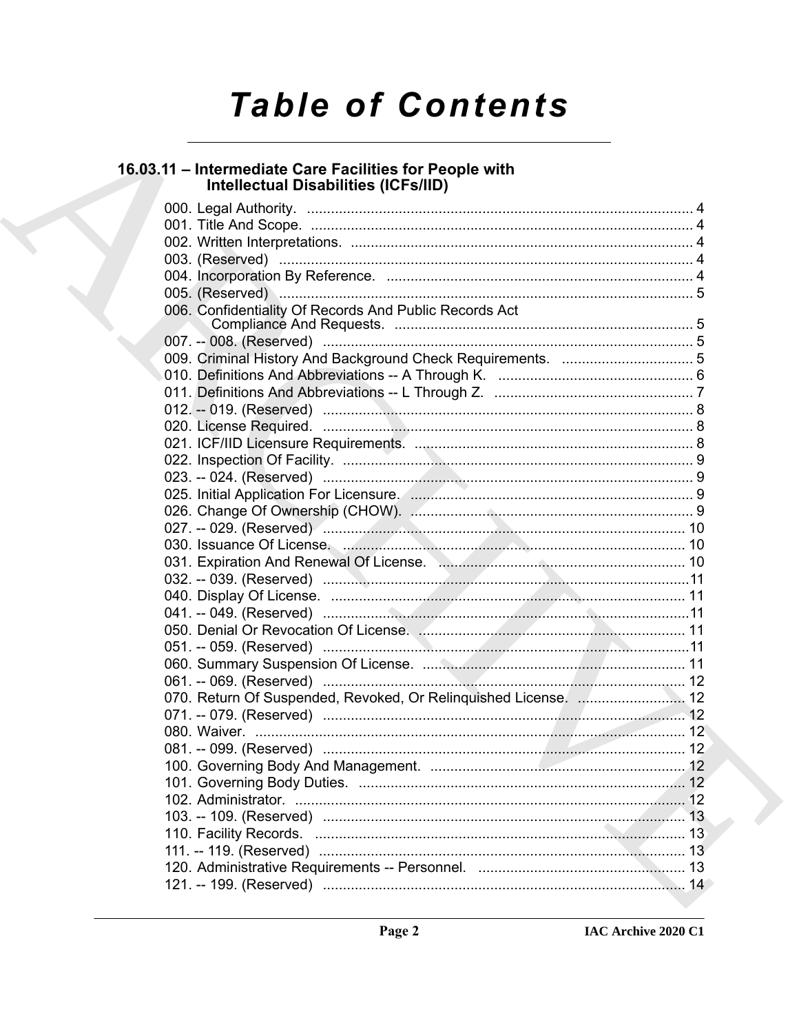# Table of Contents

## 16.03.11 – Intermediate Care Facilities for People with Intellectual Disabilities (ICFs/IID)

000. Legal Authority. .......... 4
001. Title And Scope. .......... 4
002. Written Interpretations. .......... 4
003. (Reserved) .......... 4
004. Incorporation By Reference. .......... 4
005. (Reserved) .......... 5
006. Confidentiality Of Records And Public Records Act Compliance And Requests. .......... 5
007. -- 008. (Reserved) .......... 5
009. Criminal History And Background Check Requirements. .......... 5
010. Definitions And Abbreviations -- A Through K. .......... 6
011. Definitions And Abbreviations -- L Through Z. .......... 7
012. -- 019. (Reserved) .......... 8
020. License Required. .......... 8
021. ICF/IID Licensure Requirements. .......... 8
022. Inspection Of Facility. .......... 9
023. -- 024. (Reserved) .......... 9
025. Initial Application For Licensure. .......... 9
026. Change Of Ownership (CHOW). .......... 9
027. -- 029. (Reserved) .......... 10
030. Issuance Of License. .......... 10
031. Expiration And Renewal Of License. .......... 10
032. -- 039. (Reserved) .......... 11
040. Display Of License. .......... 11
041. -- 049. (Reserved) .......... 11
050. Denial Or Revocation Of License. .......... 11
051. -- 059. (Reserved) .......... 11
060. Summary Suspension Of License. .......... 11
061. -- 069. (Reserved) .......... 12
070. Return Of Suspended, Revoked, Or Relinquished License. .......... 12
071. -- 079. (Reserved) .......... 12
080. Waiver. .......... 12
081. -- 099. (Reserved) .......... 12
100. Governing Body And Management. .......... 12
101. Governing Body Duties. .......... 12
102. Administrator. .......... 12
103. -- 109. (Reserved) .......... 13
110. Facility Records. .......... 13
111. -- 119. (Reserved) .......... 13
120. Administrative Requirements -- Personnel. .......... 13
121. -- 199. (Reserved) .......... 14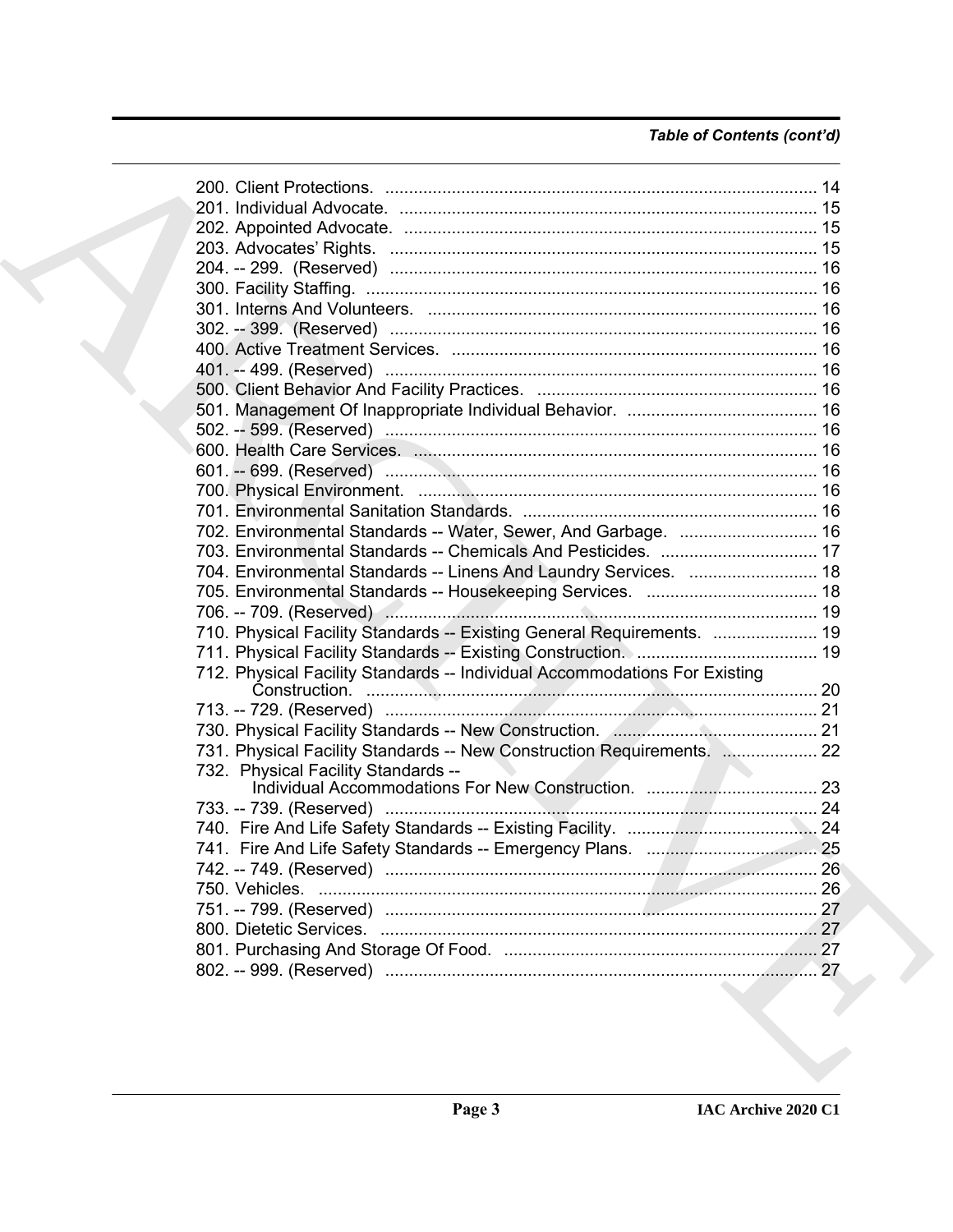*Table of Contents (cont'd)*

200. Client Protections. ........................................................................................... 14
201. Individual Advocate. ........................................................................................ 15
202. Appointed Advocate. ....................................................................................... 15
203. Advocates' Rights. .......................................................................................... 15
204. -- 299. (Reserved) .......................................................................................... 16
300. Facility Staffing. ............................................................................................... 16
301. Interns And Volunteers. .................................................................................. 16
302. -- 399. (Reserved) .......................................................................................... 16
400. Active Treatment Services. ............................................................................. 16
401. -- 499. (Reserved) .......................................................................................... 16
500. Client Behavior And Facility Practices. ........................................................... 16
501. Management Of Inappropriate Individual Behavior. ........................................ 16
502. -- 599. (Reserved) .......................................................................................... 16
600. Health Care Services. ..................................................................................... 16
601. -- 699. (Reserved) .......................................................................................... 16
700. Physical Environment. .................................................................................... 16
701. Environmental Sanitation Standards. .............................................................. 16
702. Environmental Standards -- Water, Sewer, And Garbage. ............................. 16
703. Environmental Standards -- Chemicals And Pesticides. ................................. 17
704. Environmental Standards -- Linens And Laundry Services. ........................... 18
705. Environmental Standards -- Housekeeping Services. .................................... 18
706. -- 709. (Reserved) .......................................................................................... 19
710. Physical Facility Standards -- Existing General Requirements. ...................... 19
711. Physical Facility Standards -- Existing Construction. ...................................... 19
712. Physical Facility Standards -- Individual Accommodations For Existing Construction. ............................................................................................... 20
713. -- 729. (Reserved) .......................................................................................... 21
730. Physical Facility Standards -- New Construction. ........................................... 21
731. Physical Facility Standards -- New Construction Requirements. .................... 22
732. Physical Facility Standards -- Individual Accommodations For New Construction. .................................... 23
733. -- 739. (Reserved) .......................................................................................... 24
740. Fire And Life Safety Standards -- Existing Facility. ........................................ 24
741. Fire And Life Safety Standards -- Emergency Plans. .................................... 25
742. -- 749. (Reserved) .......................................................................................... 26
750. Vehicles. ......................................................................................................... 26
751. -- 799. (Reserved) .......................................................................................... 27
800. Dietetic Services. ........................................................................................... 27
801. Purchasing And Storage Of Food. .................................................................. 27
802. -- 999. (Reserved) .......................................................................................... 27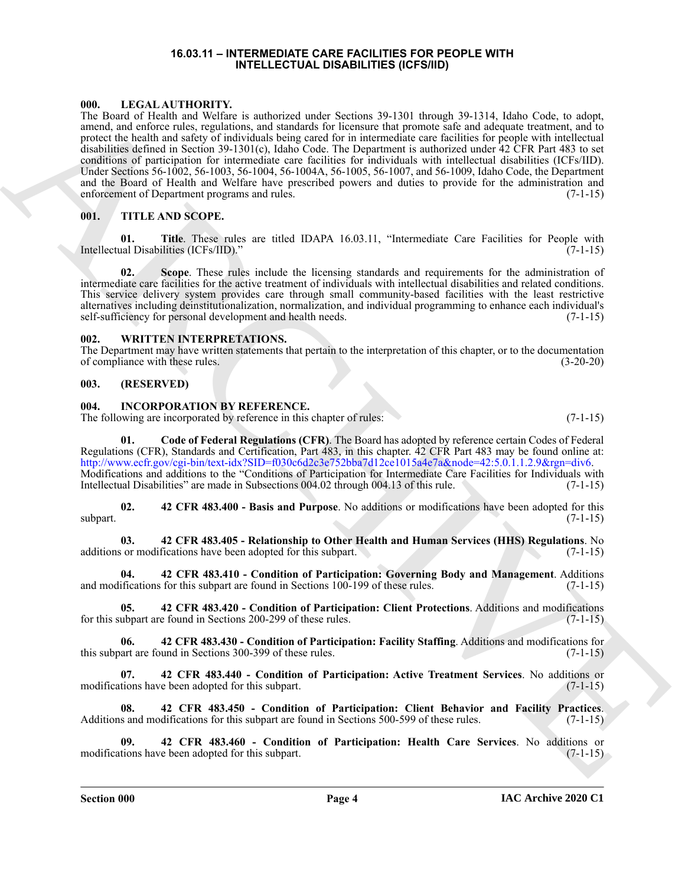# 16.03.11 – INTERMEDIATE CARE FACILITIES FOR PEOPLE WITH INTELLECTUAL DISABILITIES (ICFS/IID)

## 000. LEGAL AUTHORITY.

The Board of Health and Welfare is authorized under Sections 39-1301 through 39-1314, Idaho Code, to adopt, amend, and enforce rules, regulations, and standards for licensure that promote safe and adequate treatment, and to protect the health and safety of individuals being cared for in intermediate care facilities for people with intellectual disabilities defined in Section 39-1301(c), Idaho Code. The Department is authorized under 42 CFR Part 483 to set conditions of participation for intermediate care facilities for individuals with intellectual disabilities (ICFs/IID). Under Sections 56-1002, 56-1003, 56-1004, 56-1004A, 56-1005, 56-1007, and 56-1009, Idaho Code, the Department and the Board of Health and Welfare have prescribed powers and duties to provide for the administration and enforcement of Department programs and rules. (7-1-15)

## 001. TITLE AND SCOPE.

**01. Title**. These rules are titled IDAPA 16.03.11, "Intermediate Care Facilities for People with Intellectual Disabilities (ICFs/IID)." (7-1-15)

**02. Scope**. These rules include the licensing standards and requirements for the administration of intermediate care facilities for the active treatment of individuals with intellectual disabilities and related conditions. This service delivery system provides care through small community-based facilities with the least restrictive alternatives including deinstitutionalization, normalization, and individual programming to enhance each individual's self-sufficiency for personal development and health needs. (7-1-15)

## 002. WRITTEN INTERPRETATIONS.

The Department may have written statements that pertain to the interpretation of this chapter, or to the documentation of compliance with these rules. (3-20-20)

## 003. (RESERVED)

## 004. INCORPORATION BY REFERENCE.

The following are incorporated by reference in this chapter of rules: (7-1-15)

**01. Code of Federal Regulations (CFR)**. The Board has adopted by reference certain Codes of Federal Regulations (CFR), Standards and Certification, Part 483, in this chapter. 42 CFR Part 483 may be found online at: http://www.ecfr.gov/cgi-bin/text-idx?SID=f030c6d2c3e752bba7d12ce1015a4e7a&node=42:5.0.1.1.2.9&rgn=div6. Modifications and additions to the "Conditions of Participation for Intermediate Care Facilities for Individuals with Intellectual Disabilities" are made in Subsections 004.02 through 004.13 of this rule. (7-1-15)

**02. 42 CFR 483.400 - Basis and Purpose**. No additions or modifications have been adopted for this subpart. (7-1-15)

**03. 42 CFR 483.405 - Relationship to Other Health and Human Services (HHS) Regulations**. No additions or modifications have been adopted for this subpart. (7-1-15)

**04. 42 CFR 483.410 - Condition of Participation: Governing Body and Management**. Additions and modifications for this subpart are found in Sections 100-199 of these rules. (7-1-15)

**05. 42 CFR 483.420 - Condition of Participation: Client Protections**. Additions and modifications for this subpart are found in Sections 200-299 of these rules. (7-1-15)

**06. 42 CFR 483.430 - Condition of Participation: Facility Staffing**. Additions and modifications for this subpart are found in Sections 300-399 of these rules. (7-1-15)

**07. 42 CFR 483.440 - Condition of Participation: Active Treatment Services**. No additions or modifications have been adopted for this subpart. (7-1-15)

**08. 42 CFR 483.450 - Condition of Participation: Client Behavior and Facility Practices**. Additions and modifications for this subpart are found in Sections 500-599 of these rules. (7-1-15)

**09. 42 CFR 483.460 - Condition of Participation: Health Care Services**. No additions or modifications have been adopted for this subpart. (7-1-15)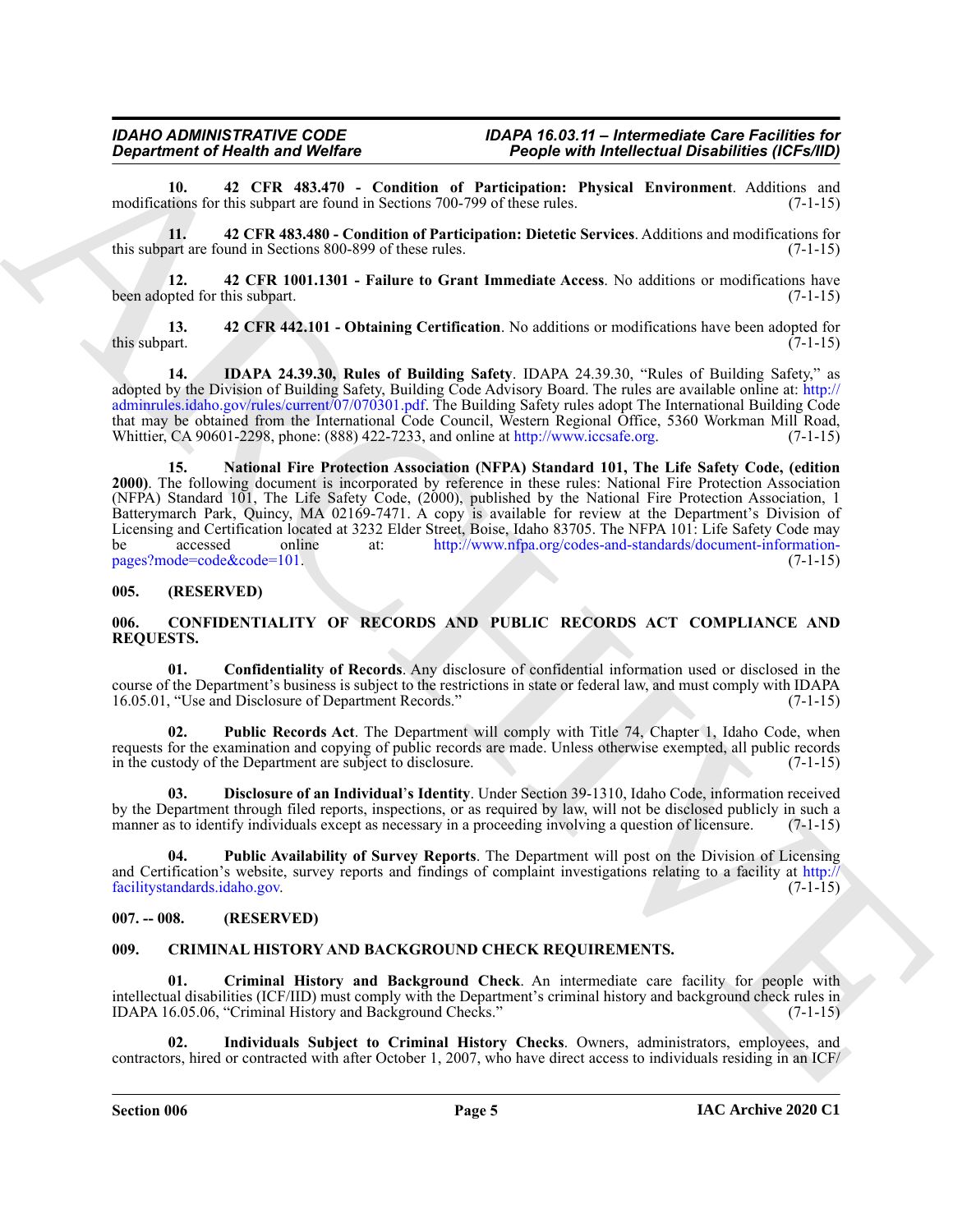**10. 42 CFR 483.470 - Condition of Participation: Physical Environment**. Additions and modifications for this subpart are found in Sections 700-799 of these rules. (7-1-15)

**11. 42 CFR 483.480 - Condition of Participation: Dietetic Services**. Additions and modifications for this subpart are found in Sections 800-899 of these rules. (7-1-15)

**12. 42 CFR 1001.1301 - Failure to Grant Immediate Access**. No additions or modifications have been adopted for this subpart. (7-1-15)

**13. 42 CFR 442.101 - Obtaining Certification**. No additions or modifications have been adopted for this subpart. (7-1-15)

**14. IDAPA 24.39.30, Rules of Building Safety**. IDAPA 24.39.30, "Rules of Building Safety," as adopted by the Division of Building Safety, Building Code Advisory Board. The rules are available online at: http://adminrules.idaho.gov/rules/current/07/070301.pdf. The Building Safety rules adopt The International Building Code that may be obtained from the International Code Council, Western Regional Office, 5360 Workman Mill Road, Whittier, CA 90601-2298, phone: (888) 422-7233, and online at http://www.iccsafe.org. (7-1-15)

**15. National Fire Protection Association (NFPA) Standard 101, The Life Safety Code, (edition 2000)**. The following document is incorporated by reference in these rules: National Fire Protection Association (NFPA) Standard 101, The Life Safety Code, (2000), published by the National Fire Protection Association, 1 Batterymarch Park, Quincy, MA 02169-7471. A copy is available for review at the Department's Division of Licensing and Certification located at 3232 Elder Street, Boise, Idaho 83705. The NFPA 101: Life Safety Code may be accessed online at: http://www.nfpa.org/codes-and-standards/document-information-pages?mode=code&code=101. (7-1-15)

## 005. (RESERVED)

## 006. CONFIDENTIALITY OF RECORDS AND PUBLIC RECORDS ACT COMPLIANCE AND REQUESTS.

**01. Confidentiality of Records**. Any disclosure of confidential information used or disclosed in the course of the Department's business is subject to the restrictions in state or federal law, and must comply with IDAPA 16.05.01, "Use and Disclosure of Department Records." (7-1-15)

**02. Public Records Act**. The Department will comply with Title 74, Chapter 1, Idaho Code, when requests for the examination and copying of public records are made. Unless otherwise exempted, all public records in the custody of the Department are subject to disclosure. (7-1-15)

**03. Disclosure of an Individual's Identity**. Under Section 39-1310, Idaho Code, information received by the Department through filed reports, inspections, or as required by law, will not be disclosed publicly in such a manner as to identify individuals except as necessary in a proceeding involving a question of licensure. (7-1-15)

**04. Public Availability of Survey Reports**. The Department will post on the Division of Licensing and Certification's website, survey reports and findings of complaint investigations relating to a facility at http://facilitystandards.idaho.gov. (7-1-15)

## 007. -- 008. (RESERVED)

## 009. CRIMINAL HISTORY AND BACKGROUND CHECK REQUIREMENTS.

**01. Criminal History and Background Check**. An intermediate care facility for people with intellectual disabilities (ICF/IID) must comply with the Department's criminal history and background check rules in IDAPA 16.05.06, "Criminal History and Background Checks." (7-1-15)

**02. Individuals Subject to Criminal History Checks**. Owners, administrators, employees, and contractors, hired or contracted with after October 1, 2007, who have direct access to individuals residing in an ICF/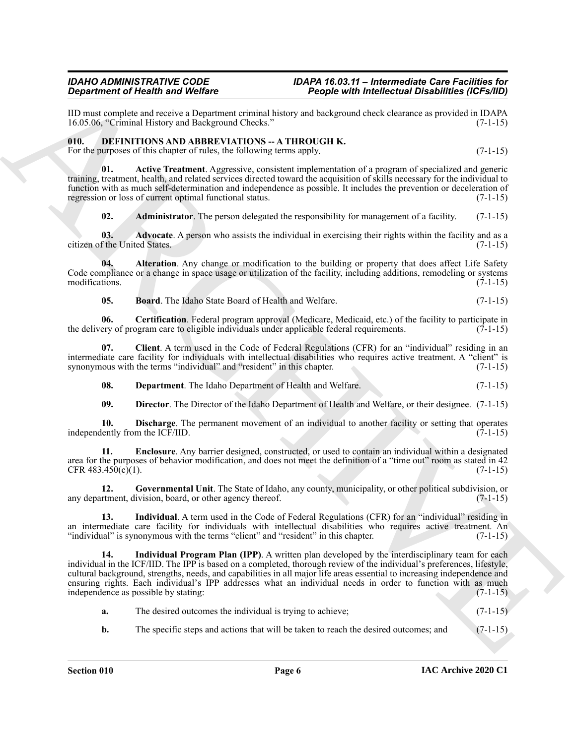IID must complete and receive a Department criminal history and background check clearance as provided in IDAPA 16.05.06, "Criminal History and Background Checks." (7-1-15)

## 010. DEFINITIONS AND ABBREVIATIONS -- A THROUGH K.

For the purposes of this chapter of rules, the following terms apply. (7-1-15)

**01. Active Treatment**. Aggressive, consistent implementation of a program of specialized and generic training, treatment, health, and related services directed toward the acquisition of skills necessary for the individual to function with as much self-determination and independence as possible. It includes the prevention or deceleration of regression or loss of current optimal functional status. (7-1-15)

**02. Administrator**. The person delegated the responsibility for management of a facility. (7-1-15)

**03. Advocate**. A person who assists the individual in exercising their rights within the facility and as a citizen of the United States. (7-1-15)

**04. Alteration**. Any change or modification to the building or property that does affect Life Safety Code compliance or a change in space usage or utilization of the facility, including additions, remodeling or systems modifications. (7-1-15)

**05. Board**. The Idaho State Board of Health and Welfare. (7-1-15)

**06. Certification**. Federal program approval (Medicare, Medicaid, etc.) of the facility to participate in the delivery of program care to eligible individuals under applicable federal requirements. (7-1-15)

**07. Client**. A term used in the Code of Federal Regulations (CFR) for an "individual" residing in an intermediate care facility for individuals with intellectual disabilities who requires active treatment. A "client" is synonymous with the terms "individual" and "resident" in this chapter. (7-1-15)

**08. Department**. The Idaho Department of Health and Welfare. (7-1-15)

**09. Director**. The Director of the Idaho Department of Health and Welfare, or their designee. (7-1-15)

**10. Discharge**. The permanent movement of an individual to another facility or setting that operates independently from the ICF/IID. (7-1-15)

**11. Enclosure**. Any barrier designed, constructed, or used to contain an individual within a designated area for the purposes of behavior modification, and does not meet the definition of a "time out" room as stated in 42 CFR 483.450(c)(1). (7-1-15)

**12. Governmental Unit**. The State of Idaho, any county, municipality, or other political subdivision, or any department, division, board, or other agency thereof. (7-1-15)

**13. Individual**. A term used in the Code of Federal Regulations (CFR) for an "individual" residing in an intermediate care facility for individuals with intellectual disabilities who requires active treatment. An "individual" is synonymous with the terms "client" and "resident" in this chapter. (7-1-15)

**14. Individual Program Plan (IPP)**. A written plan developed by the interdisciplinary team for each individual in the ICF/IID. The IPP is based on a completed, thorough review of the individual's preferences, lifestyle, cultural background, strengths, needs, and capabilities in all major life areas essential to increasing independence and ensuring rights. Each individual's IPP addresses what an individual needs in order to function with as much independence as possible by stating: (7-1-15)

**a.** The desired outcomes the individual is trying to achieve; (7-1-15)

**b.** The specific steps and actions that will be taken to reach the desired outcomes; and (7-1-15)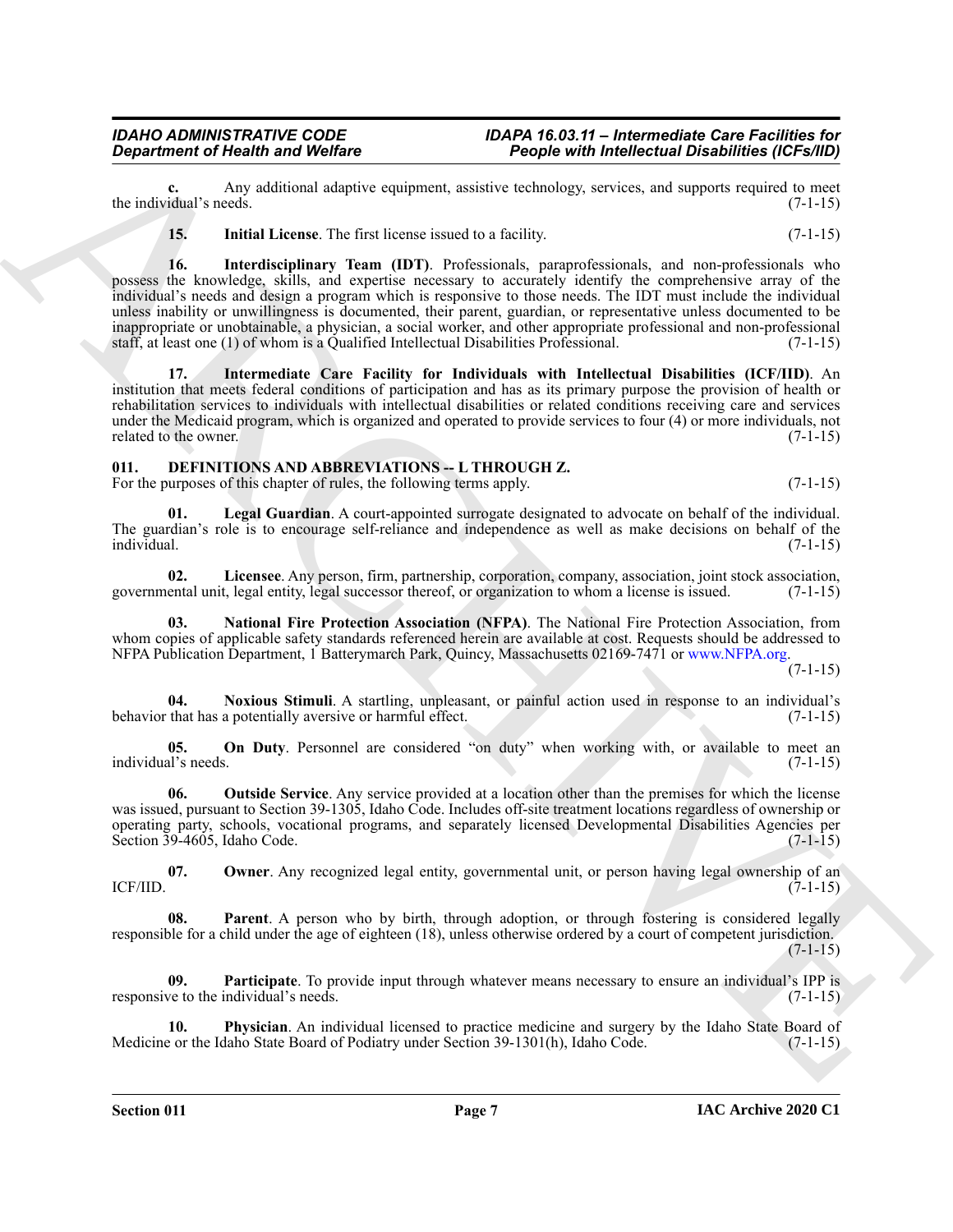**c.** Any additional adaptive equipment, assistive technology, services, and supports required to meet the individual's needs. (7-1-15)

**15. Initial License**. The first license issued to a facility. (7-1-15)

**16. Interdisciplinary Team (IDT)**. Professionals, paraprofessionals, and non-professionals who possess the knowledge, skills, and expertise necessary to accurately identify the comprehensive array of the individual's needs and design a program which is responsive to those needs. The IDT must include the individual unless inability or unwillingness is documented, their parent, guardian, or representative unless documented to be inappropriate or unobtainable, a physician, a social worker, and other appropriate professional and non-professional staff, at least one (1) of whom is a Qualified Intellectual Disabilities Professional. (7-1-15)

**17. Intermediate Care Facility for Individuals with Intellectual Disabilities (ICF/IID)**. An institution that meets federal conditions of participation and has as its primary purpose the provision of health or rehabilitation services to individuals with intellectual disabilities or related conditions receiving care and services under the Medicaid program, which is organized and operated to provide services to four (4) or more individuals, not related to the owner. (7-1-15)

## 011. DEFINITIONS AND ABBREVIATIONS -- L THROUGH Z.

For the purposes of this chapter of rules, the following terms apply. (7-1-15)

**01. Legal Guardian**. A court-appointed surrogate designated to advocate on behalf of the individual. The guardian's role is to encourage self-reliance and independence as well as make decisions on behalf of the individual. (7-1-15)

**02. Licensee**. Any person, firm, partnership, corporation, company, association, joint stock association, governmental unit, legal entity, legal successor thereof, or organization to whom a license is issued. (7-1-15)

**03. National Fire Protection Association (NFPA)**. The National Fire Protection Association, from whom copies of applicable safety standards referenced herein are available at cost. Requests should be addressed to NFPA Publication Department, 1 Batterymarch Park, Quincy, Massachusetts 02169-7471 or www.NFPA.org. (7-1-15)

**04. Noxious Stimuli**. A startling, unpleasant, or painful action used in response to an individual's behavior that has a potentially aversive or harmful effect. (7-1-15)

**05. On Duty**. Personnel are considered "on duty" when working with, or available to meet an individual's needs. (7-1-15)

**06. Outside Service**. Any service provided at a location other than the premises for which the license was issued, pursuant to Section 39-1305, Idaho Code. Includes off-site treatment locations regardless of ownership or operating party, schools, vocational programs, and separately licensed Developmental Disabilities Agencies per Section 39-4605, Idaho Code. (7-1-15)

**07. Owner**. Any recognized legal entity, governmental unit, or person having legal ownership of an ICF/IID. (7-1-15)

**08. Parent**. A person who by birth, through adoption, or through fostering is considered legally responsible for a child under the age of eighteen (18), unless otherwise ordered by a court of competent jurisdiction. (7-1-15)

**09. Participate**. To provide input through whatever means necessary to ensure an individual's IPP is responsive to the individual's needs. (7-1-15)

**10. Physician**. An individual licensed to practice medicine and surgery by the Idaho State Board of Medicine or the Idaho State Board of Podiatry under Section 39-1301(h), Idaho Code. (7-1-15)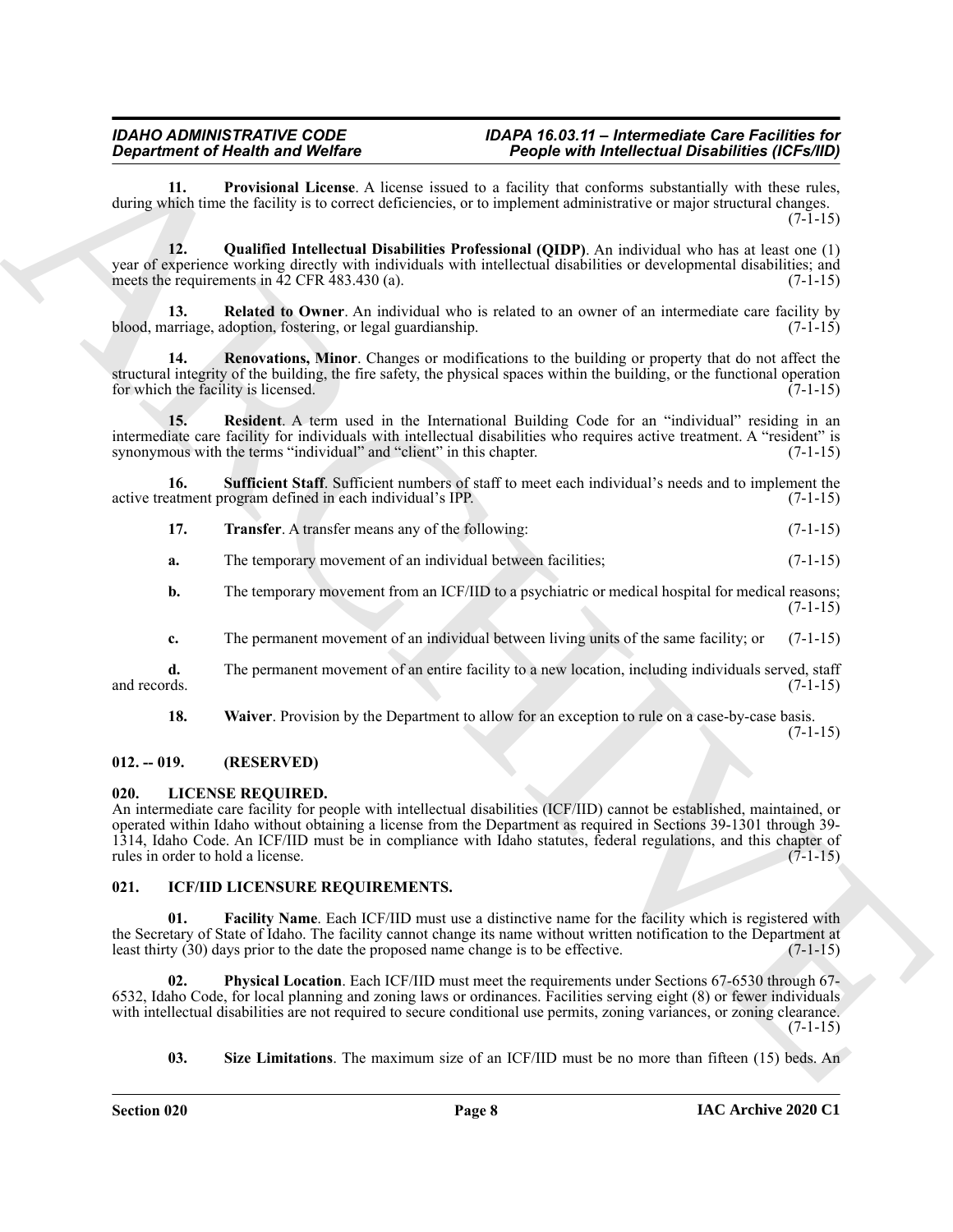**11. Provisional License**. A license issued to a facility that conforms substantially with these rules, during which time the facility is to correct deficiencies, or to implement administrative or major structural changes. (7-1-15)

**12. Qualified Intellectual Disabilities Professional (QIDP)**. An individual who has at least one (1) year of experience working directly with individuals with intellectual disabilities or developmental disabilities; and meets the requirements in 42 CFR 483.430 (a). (7-1-15)

**13. Related to Owner**. An individual who is related to an owner of an intermediate care facility by blood, marriage, adoption, fostering, or legal guardianship. (7-1-15)

**14. Renovations, Minor**. Changes or modifications to the building or property that do not affect the structural integrity of the building, the fire safety, the physical spaces within the building, or the functional operation for which the facility is licensed. (7-1-15)

**15. Resident**. A term used in the International Building Code for an "individual" residing in an intermediate care facility for individuals with intellectual disabilities who requires active treatment. A "resident" is synonymous with the terms "individual" and "client" in this chapter. (7-1-15)

**16. Sufficient Staff**. Sufficient numbers of staff to meet each individual's needs and to implement the active treatment program defined in each individual's IPP. (7-1-15)

**17. Transfer**. A transfer means any of the following: (7-1-15)

**a.** The temporary movement of an individual between facilities; (7-1-15)

**b.** The temporary movement from an ICF/IID to a psychiatric or medical hospital for medical reasons; (7-1-15)

**c.** The permanent movement of an individual between living units of the same facility; or (7-1-15)

**d.** The permanent movement of an entire facility to a new location, including individuals served, staff and records. (7-1-15)

**18. Waiver**. Provision by the Department to allow for an exception to rule on a case-by-case basis. (7-1-15)

## 012. -- 019. (RESERVED)

## 020. LICENSE REQUIRED.

An intermediate care facility for people with intellectual disabilities (ICF/IID) cannot be established, maintained, or operated within Idaho without obtaining a license from the Department as required in Sections 39-1301 through 39-1314, Idaho Code. An ICF/IID must be in compliance with Idaho statutes, federal regulations, and this chapter of rules in order to hold a license. (7-1-15)

## 021. ICF/IID LICENSURE REQUIREMENTS.

**01. Facility Name**. Each ICF/IID must use a distinctive name for the facility which is registered with the Secretary of State of Idaho. The facility cannot change its name without written notification to the Department at least thirty (30) days prior to the date the proposed name change is to be effective. (7-1-15)

**02. Physical Location**. Each ICF/IID must meet the requirements under Sections 67-6530 through 67-6532, Idaho Code, for local planning and zoning laws or ordinances. Facilities serving eight (8) or fewer individuals with intellectual disabilities are not required to secure conditional use permits, zoning variances, or zoning clearance. (7-1-15)

**03. Size Limitations**. The maximum size of an ICF/IID must be no more than fifteen (15) beds. An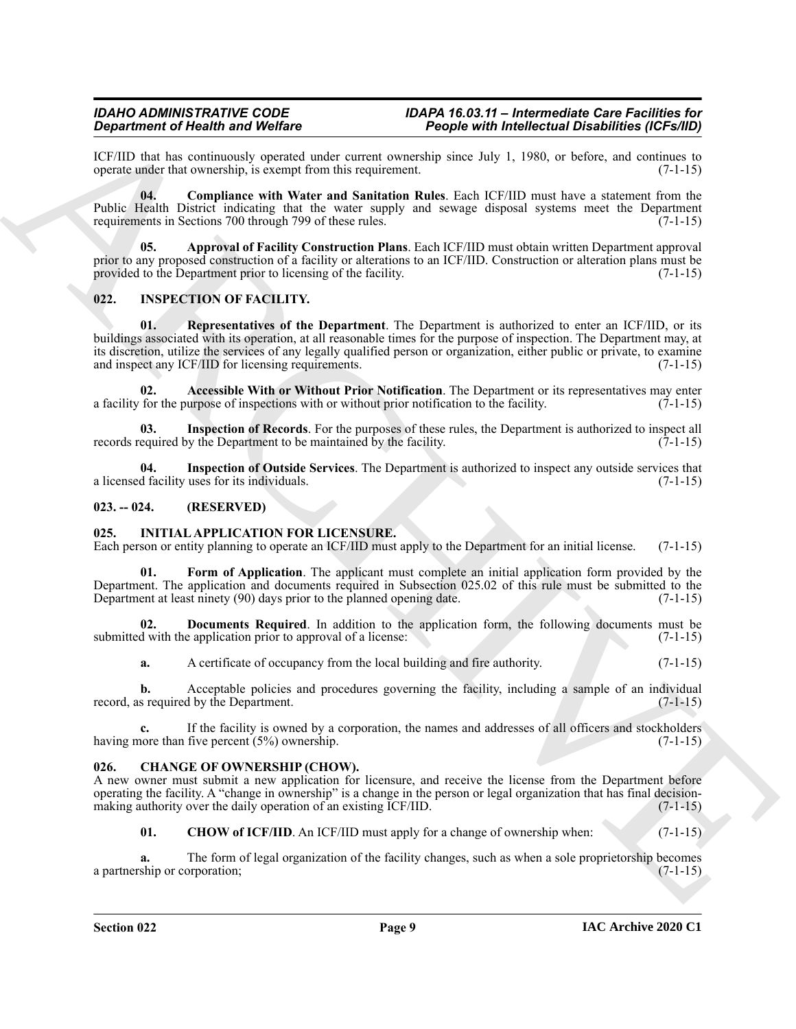ICF/IID that has continuously operated under current ownership since July 1, 1980, or before, and continues to operate under that ownership, is exempt from this requirement. (7-1-15)

**04. Compliance with Water and Sanitation Rules**. Each ICF/IID must have a statement from the Public Health District indicating that the water supply and sewage disposal systems meet the Department requirements in Sections 700 through 799 of these rules. (7-1-15)

**05. Approval of Facility Construction Plans**. Each ICF/IID must obtain written Department approval prior to any proposed construction of a facility or alterations to an ICF/IID. Construction or alteration plans must be provided to the Department prior to licensing of the facility. (7-1-15)

## 022. INSPECTION OF FACILITY.

**01. Representatives of the Department**. The Department is authorized to enter an ICF/IID, or its buildings associated with its operation, at all reasonable times for the purpose of inspection. The Department may, at its discretion, utilize the services of any legally qualified person or organization, either public or private, to examine and inspect any ICF/IID for licensing requirements. (7-1-15)

**02. Accessible With or Without Prior Notification**. The Department or its representatives may enter a facility for the purpose of inspections with or without prior notification to the facility. (7-1-15)

**03. Inspection of Records**. For the purposes of these rules, the Department is authorized to inspect all records required by the Department to be maintained by the facility. (7-1-15)

**04. Inspection of Outside Services**. The Department is authorized to inspect any outside services that a licensed facility uses for its individuals. (7-1-15)

## 023. -- 024. (RESERVED)

## 025. INITIAL APPLICATION FOR LICENSURE.

Each person or entity planning to operate an ICF/IID must apply to the Department for an initial license. (7-1-15)

**01. Form of Application**. The applicant must complete an initial application form provided by the Department. The application and documents required in Subsection 025.02 of this rule must be submitted to the Department at least ninety (90) days prior to the planned opening date. (7-1-15)

**02. Documents Required**. In addition to the application form, the following documents must be submitted with the application prior to approval of a license: (7-1-15)

**a.** A certificate of occupancy from the local building and fire authority. (7-1-15)

**b.** Acceptable policies and procedures governing the facility, including a sample of an individual record, as required by the Department. (7-1-15)

**c.** If the facility is owned by a corporation, the names and addresses of all officers and stockholders having more than five percent (5%) ownership. (7-1-15)

## 026. CHANGE OF OWNERSHIP (CHOW).

A new owner must submit a new application for licensure, and receive the license from the Department before operating the facility. A "change in ownership" is a change in the person or legal organization that has final decision-making authority over the daily operation of an existing ICF/IID. (7-1-15)

**01. CHOW of ICF/IID**. An ICF/IID must apply for a change of ownership when: (7-1-15)

**a.** The form of legal organization of the facility changes, such as when a sole proprietorship becomes a partnership or corporation; (7-1-15)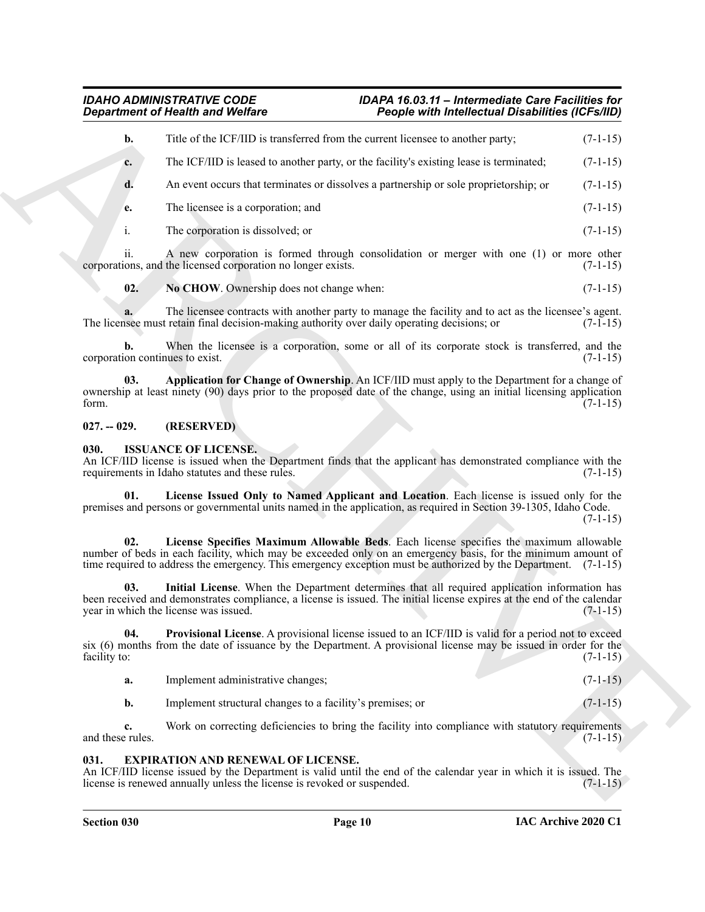**b.** Title of the ICF/IID is transferred from the current licensee to another party; (7-1-15)

**c.** The ICF/IID is leased to another party, or the facility's existing lease is terminated; (7-1-15)

**d.** An event occurs that terminates or dissolves a partnership or sole proprietorship; or (7-1-15)

**e.** The licensee is a corporation; and (7-1-15)

i. The corporation is dissolved; or (7-1-15)

ii. A new corporation is formed through consolidation or merger with one (1) or more other corporations, and the licensed corporation no longer exists. (7-1-15)

**02. No CHOW**. Ownership does not change when: (7-1-15)

**a.** The licensee contracts with another party to manage the facility and to act as the licensee's agent. The licensee must retain final decision-making authority over daily operating decisions; or (7-1-15)

**b.** When the licensee is a corporation, some or all of its corporate stock is transferred, and the corporation continues to exist. (7-1-15)

**03. Application for Change of Ownership**. An ICF/IID must apply to the Department for a change of ownership at least ninety (90) days prior to the proposed date of the change, using an initial licensing application form. (7-1-15)

## 027. -- 029. (RESERVED)

## 030. ISSUANCE OF LICENSE.

An ICF/IID license is issued when the Department finds that the applicant has demonstrated compliance with the requirements in Idaho statutes and these rules. (7-1-15)

**01. License Issued Only to Named Applicant and Location**. Each license is issued only for the premises and persons or governmental units named in the application, as required in Section 39-1305, Idaho Code. (7-1-15)

**02. License Specifies Maximum Allowable Beds**. Each license specifies the maximum allowable number of beds in each facility, which may be exceeded only on an emergency basis, for the minimum amount of time required to address the emergency. This emergency exception must be authorized by the Department. (7-1-15)

**03. Initial License**. When the Department determines that all required application information has been received and demonstrates compliance, a license is issued. The initial license expires at the end of the calendar year in which the license was issued. (7-1-15)

**04. Provisional License**. A provisional license issued to an ICF/IID is valid for a period not to exceed six (6) months from the date of issuance by the Department. A provisional license may be issued in order for the facility to: (7-1-15)

**a.** Implement administrative changes; (7-1-15)

**b.** Implement structural changes to a facility's premises; or (7-1-15)

**c.** Work on correcting deficiencies to bring the facility into compliance with statutory requirements and these rules. (7-1-15)

## 031. EXPIRATION AND RENEWAL OF LICENSE.

An ICF/IID license issued by the Department is valid until the end of the calendar year in which it is issued. The license is renewed annually unless the license is revoked or suspended. (7-1-15)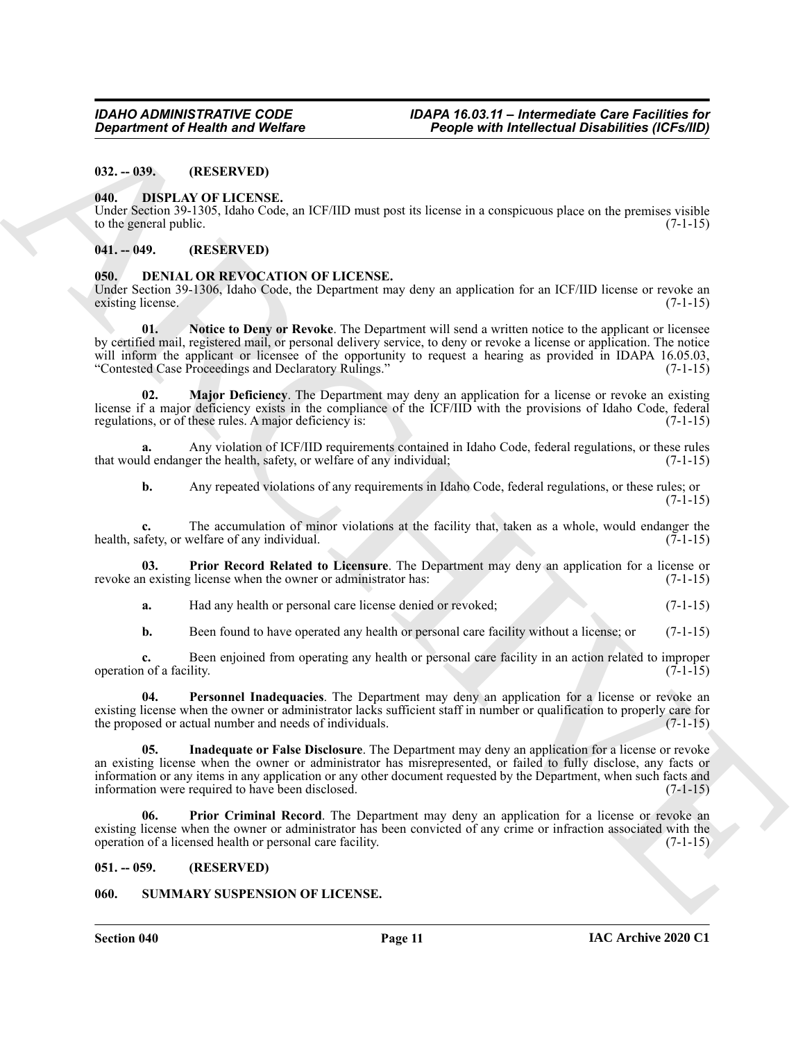## 032. -- 039. (RESERVED)

## 040. DISPLAY OF LICENSE.

Under Section 39-1305, Idaho Code, an ICF/IID must post its license in a conspicuous place on the premises visible to the general public. (7-1-15)

## 041. -- 049. (RESERVED)

## 050. DENIAL OR REVOCATION OF LICENSE.

Under Section 39-1306, Idaho Code, the Department may deny an application for an ICF/IID license or revoke an existing license. (7-1-15)

**01. Notice to Deny or Revoke**. The Department will send a written notice to the applicant or licensee by certified mail, registered mail, or personal delivery service, to deny or revoke a license or application. The notice will inform the applicant or licensee of the opportunity to request a hearing as provided in IDAPA 16.05.03, "Contested Case Proceedings and Declaratory Rulings." (7-1-15)

**02. Major Deficiency**. The Department may deny an application for a license or revoke an existing license if a major deficiency exists in the compliance of the ICF/IID with the provisions of Idaho Code, federal regulations, or of these rules. A major deficiency is: (7-1-15)

**a.** Any violation of ICF/IID requirements contained in Idaho Code, federal regulations, or these rules that would endanger the health, safety, or welfare of any individual; (7-1-15)

**b.** Any repeated violations of any requirements in Idaho Code, federal regulations, or these rules; or (7-1-15)

**c.** The accumulation of minor violations at the facility that, taken as a whole, would endanger the health, safety, or welfare of any individual. (7-1-15)

**03. Prior Record Related to Licensure**. The Department may deny an application for a license or revoke an existing license when the owner or administrator has: (7-1-15)

**a.** Had any health or personal care license denied or revoked; (7-1-15)

**b.** Been found to have operated any health or personal care facility without a license; or (7-1-15)

**c.** Been enjoined from operating any health or personal care facility in an action related to improper operation of a facility. (7-1-15)

**04. Personnel Inadequacies**. The Department may deny an application for a license or revoke an existing license when the owner or administrator lacks sufficient staff in number or qualification to properly care for the proposed or actual number and needs of individuals. (7-1-15)

**05. Inadequate or False Disclosure**. The Department may deny an application for a license or revoke an existing license when the owner or administrator has misrepresented, or failed to fully disclose, any facts or information or any items in any application or any other document requested by the Department, when such facts and information were required to have been disclosed. (7-1-15)

**06. Prior Criminal Record**. The Department may deny an application for a license or revoke an existing license when the owner or administrator has been convicted of any crime or infraction associated with the operation of a licensed health or personal care facility. (7-1-15)

## 051. -- 059. (RESERVED)

## 060. SUMMARY SUSPENSION OF LICENSE.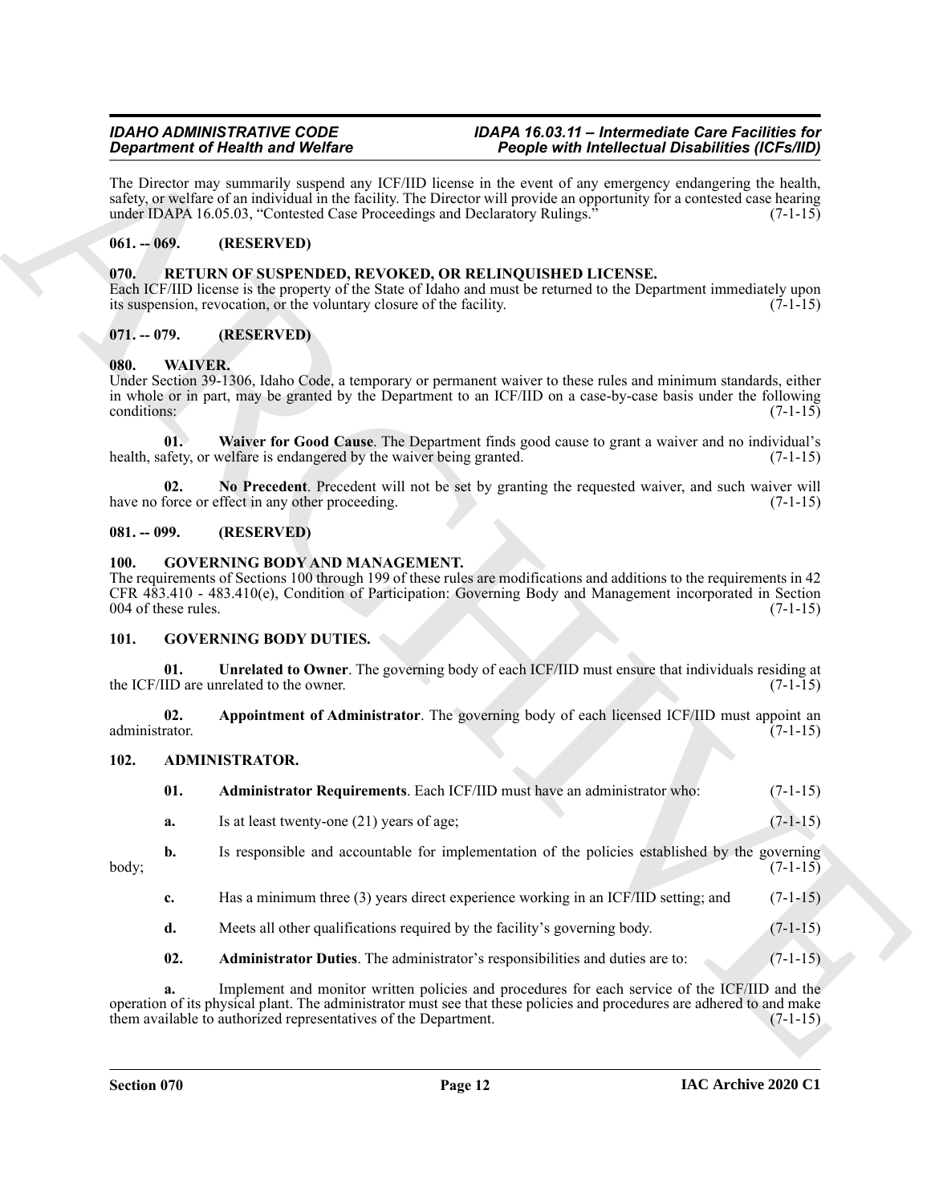The Director may summarily suspend any ICF/IID license in the event of any emergency endangering the health, safety, or welfare of an individual in the facility. The Director will provide an opportunity for a contested case hearing under IDAPA 16.05.03, "Contested Case Proceedings and Declaratory Rulings." (7-1-15)

## 061. -- 069. (RESERVED)

## 070. RETURN OF SUSPENDED, REVOKED, OR RELINQUISHED LICENSE.

Each ICF/IID license is the property of the State of Idaho and must be returned to the Department immediately upon its suspension, revocation, or the voluntary closure of the facility. (7-1-15)

## 071. -- 079. (RESERVED)

## 080. WAIVER.

Under Section 39-1306, Idaho Code, a temporary or permanent waiver to these rules and minimum standards, either in whole or in part, may be granted by the Department to an ICF/IID on a case-by-case basis under the following conditions: (7-1-15)

**01. Waiver for Good Cause**. The Department finds good cause to grant a waiver and no individual's health, safety, or welfare is endangered by the waiver being granted. (7-1-15)

**02. No Precedent**. Precedent will not be set by granting the requested waiver, and such waiver will have no force or effect in any other proceeding. (7-1-15)

## 081. -- 099. (RESERVED)

## 100. GOVERNING BODY AND MANAGEMENT.

The requirements of Sections 100 through 199 of these rules are modifications and additions to the requirements in 42 CFR 483.410 - 483.410(e), Condition of Participation: Governing Body and Management incorporated in Section 004 of these rules. (7-1-15)

## 101. GOVERNING BODY DUTIES.

**01. Unrelated to Owner**. The governing body of each ICF/IID must ensure that individuals residing at the ICF/IID are unrelated to the owner. (7-1-15)

**02. Appointment of Administrator**. The governing body of each licensed ICF/IID must appoint an administrator. (7-1-15)

## 102. ADMINISTRATOR.

**01. Administrator Requirements**. Each ICF/IID must have an administrator who: (7-1-15)

**a.** Is at least twenty-one (21) years of age; (7-1-15)

**b.** Is responsible and accountable for implementation of the policies established by the governing body; (7-1-15)

**c.** Has a minimum three (3) years direct experience working in an ICF/IID setting; and (7-1-15)

**d.** Meets all other qualifications required by the facility's governing body. (7-1-15)

**02. Administrator Duties**. The administrator's responsibilities and duties are to: (7-1-15)

**a.** Implement and monitor written policies and procedures for each service of the ICF/IID and the operation of its physical plant. The administrator must see that these policies and procedures are adhered to and make them available to authorized representatives of the Department. (7-1-15)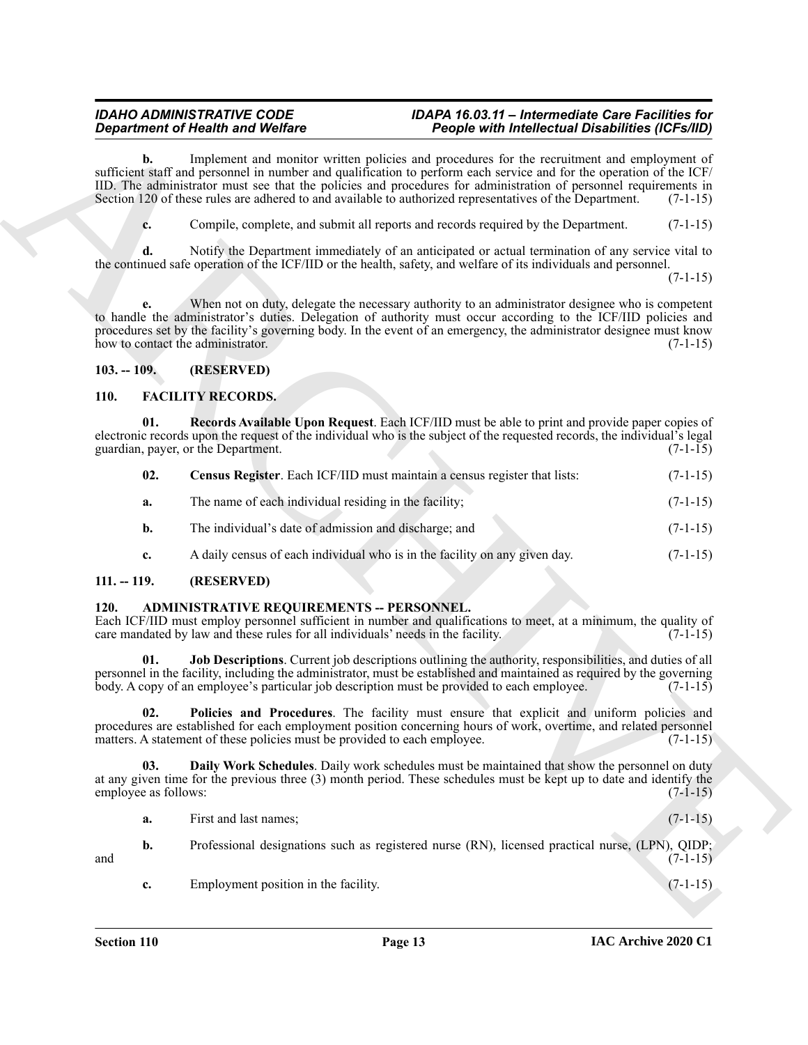**b.** Implement and monitor written policies and procedures for the recruitment and employment of sufficient staff and personnel in number and qualification to perform each service and for the operation of the ICF/IID. The administrator must see that the policies and procedures for administration of personnel requirements in Section 120 of these rules are adhered to and available to authorized representatives of the Department. (7-1-15)

**c.** Compile, complete, and submit all reports and records required by the Department. (7-1-15)

**d.** Notify the Department immediately of an anticipated or actual termination of any service vital to the continued safe operation of the ICF/IID or the health, safety, and welfare of its individuals and personnel. (7-1-15)

**e.** When not on duty, delegate the necessary authority to an administrator designee who is competent to handle the administrator's duties. Delegation of authority must occur according to the ICF/IID policies and procedures set by the facility's governing body. In the event of an emergency, the administrator designee must know how to contact the administrator. (7-1-15)

## 103. -- 109. (RESERVED)

## 110. FACILITY RECORDS.

**01. Records Available Upon Request**. Each ICF/IID must be able to print and provide paper copies of electronic records upon the request of the individual who is the subject of the requested records, the individual's legal guardian, payer, or the Department. (7-1-15)

**02. Census Register**. Each ICF/IID must maintain a census register that lists: (7-1-15)

**a.** The name of each individual residing in the facility; (7-1-15)

**b.** The individual's date of admission and discharge; and (7-1-15)

**c.** A daily census of each individual who is in the facility on any given day. (7-1-15)

## 111. -- 119. (RESERVED)

## 120. ADMINISTRATIVE REQUIREMENTS -- PERSONNEL.

Each ICF/IID must employ personnel sufficient in number and qualifications to meet, at a minimum, the quality of care mandated by law and these rules for all individuals' needs in the facility. (7-1-15)

**01. Job Descriptions**. Current job descriptions outlining the authority, responsibilities, and duties of all personnel in the facility, including the administrator, must be established and maintained as required by the governing body. A copy of an employee's particular job description must be provided to each employee. (7-1-15)

**02. Policies and Procedures**. The facility must ensure that explicit and uniform policies and procedures are established for each employment position concerning hours of work, overtime, and related personnel matters. A statement of these policies must be provided to each employee. (7-1-15)

**03. Daily Work Schedules**. Daily work schedules must be maintained that show the personnel on duty at any given time for the previous three (3) month period. These schedules must be kept up to date and identify the employee as follows: (7-1-15)

**a.** First and last names; (7-1-15)

**b.** Professional designations such as registered nurse (RN), licensed practical nurse, (LPN), QIDP; and (7-1-15)

**c.** Employment position in the facility. (7-1-15)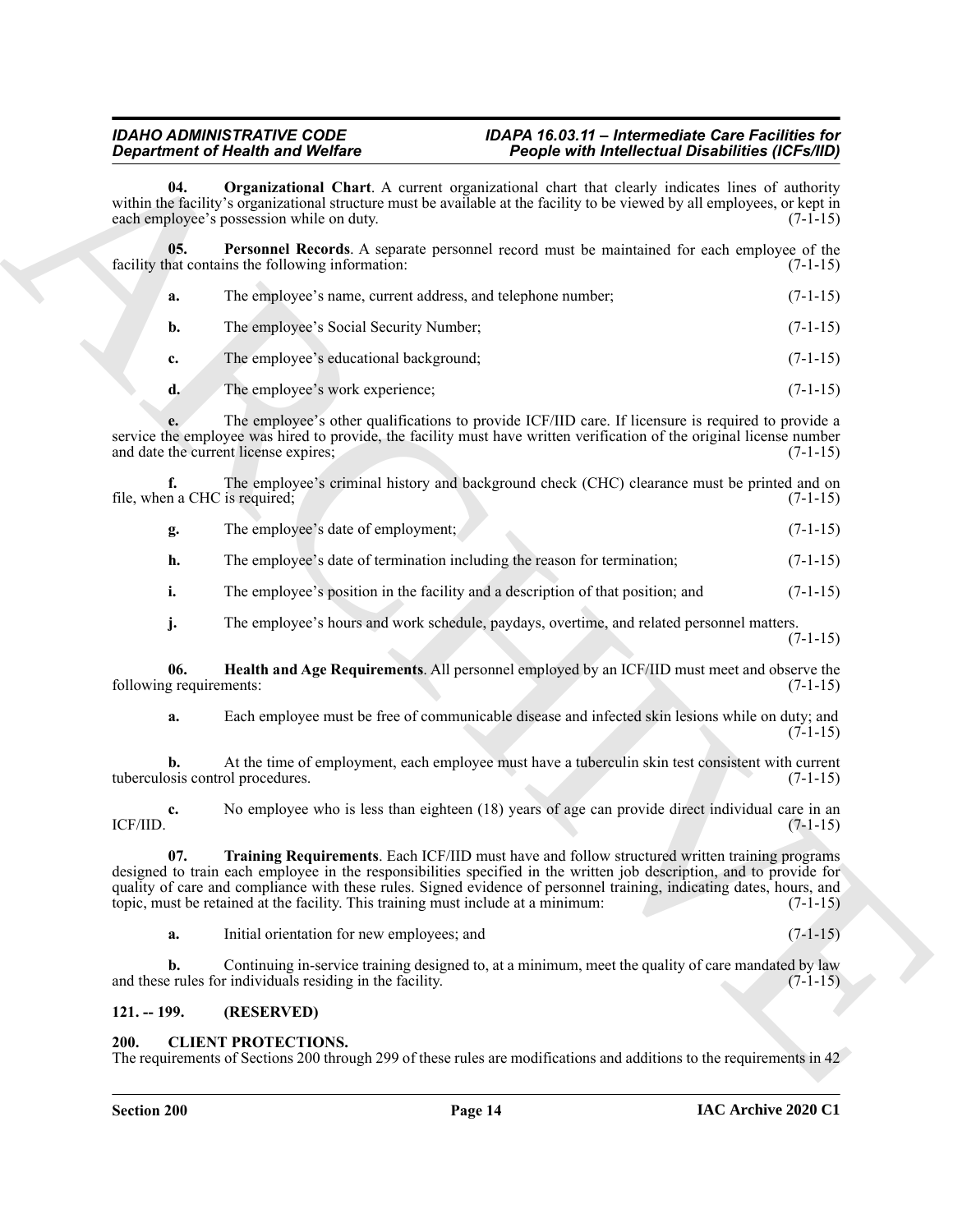**04. Organizational Chart**. A current organizational chart that clearly indicates lines of authority within the facility's organizational structure must be available at the facility to be viewed by all employees, or kept in each employee's possession while on duty. (7-1-15)

**05. Personnel Records**. A separate personnel record must be maintained for each employee of the facility that contains the following information: (7-1-15)

**a.** The employee's name, current address, and telephone number; (7-1-15)

**b.** The employee's Social Security Number; (7-1-15)

**c.** The employee's educational background; (7-1-15)

**d.** The employee's work experience; (7-1-15)

**e.** The employee's other qualifications to provide ICF/IID care. If licensure is required to provide a service the employee was hired to provide, the facility must have written verification of the original license number and date the current license expires; (7-1-15)

**f.** The employee's criminal history and background check (CHC) clearance must be printed and on file, when a CHC is required; (7-1-15)

**g.** The employee's date of employment; (7-1-15)

**h.** The employee's date of termination including the reason for termination; (7-1-15)

**i.** The employee's position in the facility and a description of that position; and (7-1-15)

**j.** The employee's hours and work schedule, paydays, overtime, and related personnel matters. (7-1-15)

**06. Health and Age Requirements**. All personnel employed by an ICF/IID must meet and observe the following requirements: (7-1-15)

**a.** Each employee must be free of communicable disease and infected skin lesions while on duty; and (7-1-15)

**b.** At the time of employment, each employee must have a tuberculin skin test consistent with current tuberculosis control procedures. (7-1-15)

**c.** No employee who is less than eighteen (18) years of age can provide direct individual care in an ICF/IID. (7-1-15)

**07. Training Requirements**. Each ICF/IID must have and follow structured written training programs designed to train each employee in the responsibilities specified in the written job description, and to provide for quality of care and compliance with these rules. Signed evidence of personnel training, indicating dates, hours, and topic, must be retained at the facility. This training must include at a minimum: (7-1-15)

**a.** Initial orientation for new employees; and (7-1-15)

**b.** Continuing in-service training designed to, at a minimum, meet the quality of care mandated by law and these rules for individuals residing in the facility. (7-1-15)

## 121. -- 199. (RESERVED)

## 200. CLIENT PROTECTIONS.

The requirements of Sections 200 through 299 of these rules are modifications and additions to the requirements in 42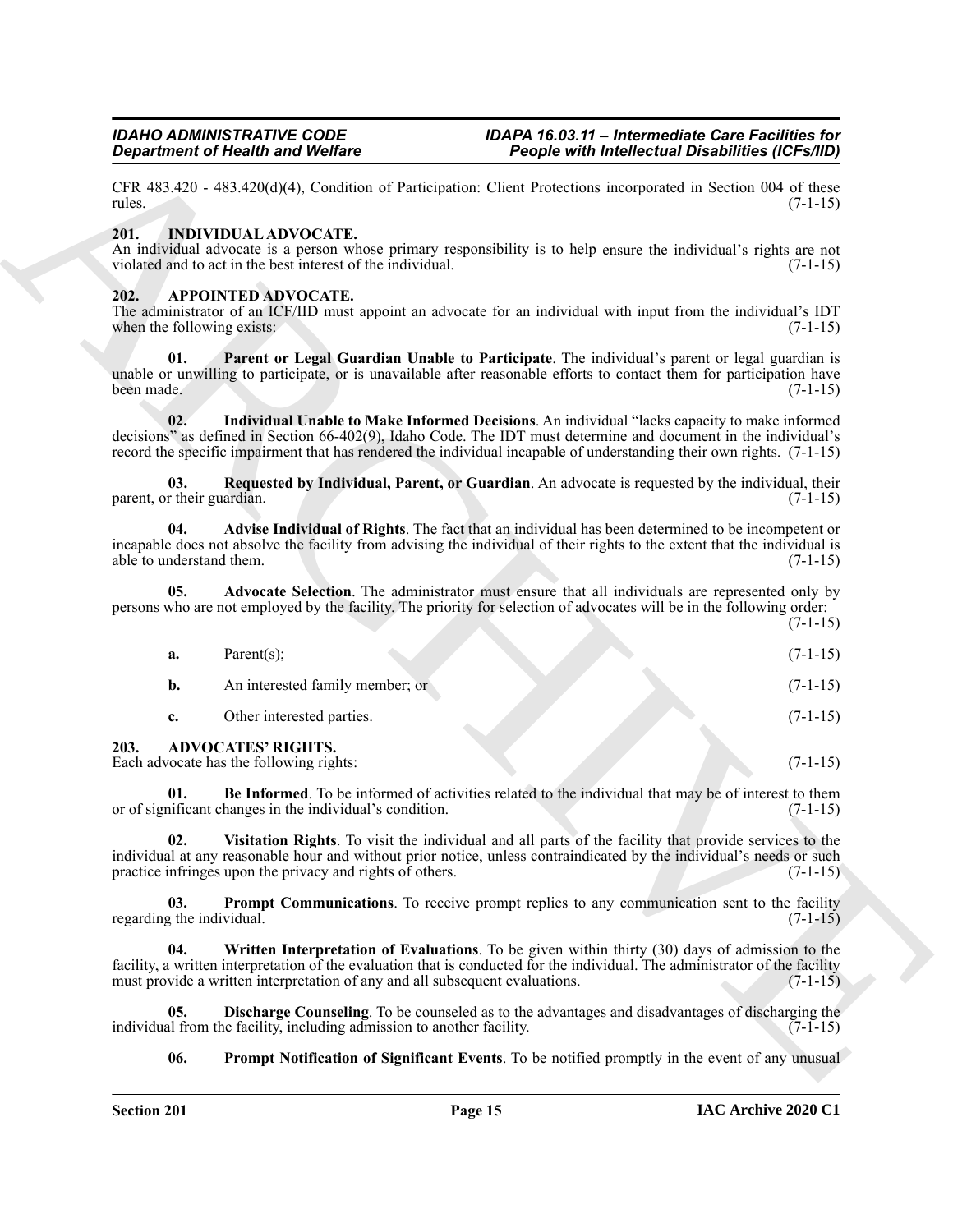CFR 483.420 - 483.420(d)(4), Condition of Participation: Client Protections incorporated in Section 004 of these rules. (7-1-15)

## 201. INDIVIDUAL ADVOCATE.

An individual advocate is a person whose primary responsibility is to help ensure the individual's rights are not violated and to act in the best interest of the individual. (7-1-15)

## 202. APPOINTED ADVOCATE.

The administrator of an ICF/IID must appoint an advocate for an individual with input from the individual's IDT when the following exists: (7-1-15)

**01. Parent or Legal Guardian Unable to Participate**. The individual's parent or legal guardian is unable or unwilling to participate, or is unavailable after reasonable efforts to contact them for participation have been made. (7-1-15)

**02. Individual Unable to Make Informed Decisions**. An individual "lacks capacity to make informed decisions" as defined in Section 66-402(9), Idaho Code. The IDT must determine and document in the individual's record the specific impairment that has rendered the individual incapable of understanding their own rights. (7-1-15)

**03. Requested by Individual, Parent, or Guardian**. An advocate is requested by the individual, their parent, or their guardian. (7-1-15)

**04. Advise Individual of Rights**. The fact that an individual has been determined to be incompetent or incapable does not absolve the facility from advising the individual of their rights to the extent that the individual is able to understand them. (7-1-15)

**05. Advocate Selection**. The administrator must ensure that all individuals are represented only by persons who are not employed by the facility. The priority for selection of advocates will be in the following order: (7-1-15)

**a.** Parent(s); (7-1-15)

**b.** An interested family member; or (7-1-15)

**c.** Other interested parties. (7-1-15)

## 203. ADVOCATES' RIGHTS.

Each advocate has the following rights: (7-1-15)

**01. Be Informed**. To be informed of activities related to the individual that may be of interest to them or of significant changes in the individual's condition. (7-1-15)

**02. Visitation Rights**. To visit the individual and all parts of the facility that provide services to the individual at any reasonable hour and without prior notice, unless contraindicated by the individual's needs or such practice infringes upon the privacy and rights of others. (7-1-15)

**03. Prompt Communications**. To receive prompt replies to any communication sent to the facility regarding the individual. (7-1-15)

**04. Written Interpretation of Evaluations**. To be given within thirty (30) days of admission to the facility, a written interpretation of the evaluation that is conducted for the individual. The administrator of the facility must provide a written interpretation of any and all subsequent evaluations. (7-1-15)

**05. Discharge Counseling**. To be counseled as to the advantages and disadvantages of discharging the individual from the facility, including admission to another facility. (7-1-15)

**06. Prompt Notification of Significant Events**. To be notified promptly in the event of any unusual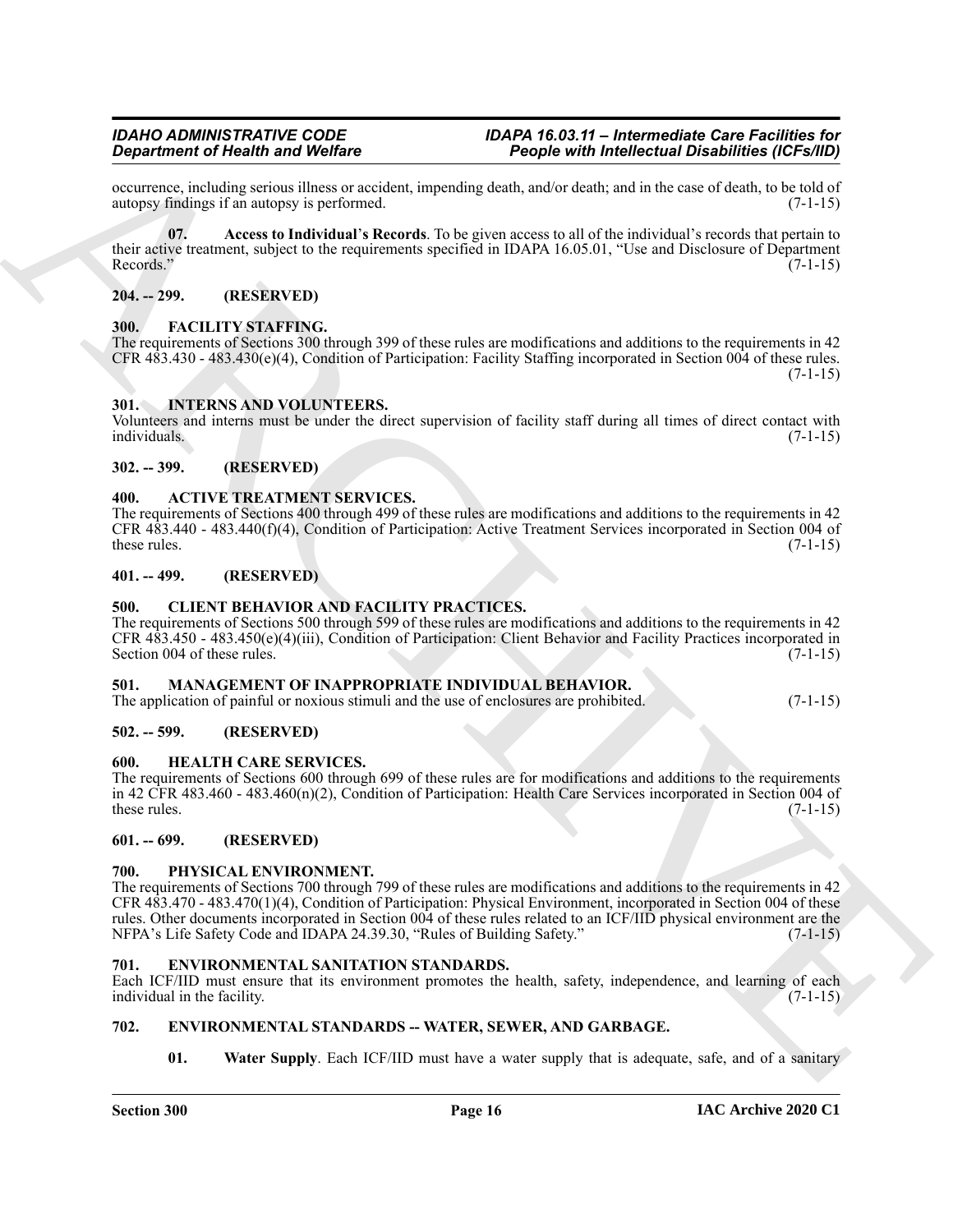occurrence, including serious illness or accident, impending death, and/or death; and in the case of death, to be told of autopsy findings if an autopsy is performed. (7-1-15)

**07. Access to Individual's Records**. To be given access to all of the individual's records that pertain to their active treatment, subject to the requirements specified in IDAPA 16.05.01, "Use and Disclosure of Department Records." (7-1-15)

## 204. -- 299. (RESERVED)

## 300. FACILITY STAFFING.

The requirements of Sections 300 through 399 of these rules are modifications and additions to the requirements in 42 CFR 483.430 - 483.430(e)(4), Condition of Participation: Facility Staffing incorporated in Section 004 of these rules. (7-1-15)

## 301. INTERNS AND VOLUNTEERS.

Volunteers and interns must be under the direct supervision of facility staff during all times of direct contact with individuals. (7-1-15)

## 302. -- 399. (RESERVED)

## 400. ACTIVE TREATMENT SERVICES.

The requirements of Sections 400 through 499 of these rules are modifications and additions to the requirements in 42 CFR 483.440 - 483.440(f)(4), Condition of Participation: Active Treatment Services incorporated in Section 004 of these rules. (7-1-15)

## 401. -- 499. (RESERVED)

## 500. CLIENT BEHAVIOR AND FACILITY PRACTICES.

The requirements of Sections 500 through 599 of these rules are modifications and additions to the requirements in 42 CFR 483.450 - 483.450(e)(4)(iii), Condition of Participation: Client Behavior and Facility Practices incorporated in Section 004 of these rules. (7-1-15)

## 501. MANAGEMENT OF INAPPROPRIATE INDIVIDUAL BEHAVIOR.

The application of painful or noxious stimuli and the use of enclosures are prohibited. (7-1-15)

## 502. -- 599. (RESERVED)

## 600. HEALTH CARE SERVICES.

The requirements of Sections 600 through 699 of these rules are for modifications and additions to the requirements in 42 CFR 483.460 - 483.460(n)(2), Condition of Participation: Health Care Services incorporated in Section 004 of these rules. (7-1-15)

## 601. -- 699. (RESERVED)

## 700. PHYSICAL ENVIRONMENT.

The requirements of Sections 700 through 799 of these rules are modifications and additions to the requirements in 42 CFR 483.470 - 483.470(1)(4), Condition of Participation: Physical Environment, incorporated in Section 004 of these rules. Other documents incorporated in Section 004 of these rules related to an ICF/IID physical environment are the NFPA's Life Safety Code and IDAPA 24.39.30, "Rules of Building Safety." (7-1-15)

## 701. ENVIRONMENTAL SANITATION STANDARDS.

Each ICF/IID must ensure that its environment promotes the health, safety, independence, and learning of each individual in the facility. (7-1-15)

## 702. ENVIRONMENTAL STANDARDS -- WATER, SEWER, AND GARBAGE.

**01. Water Supply**. Each ICF/IID must have a water supply that is adequate, safe, and of a sanitary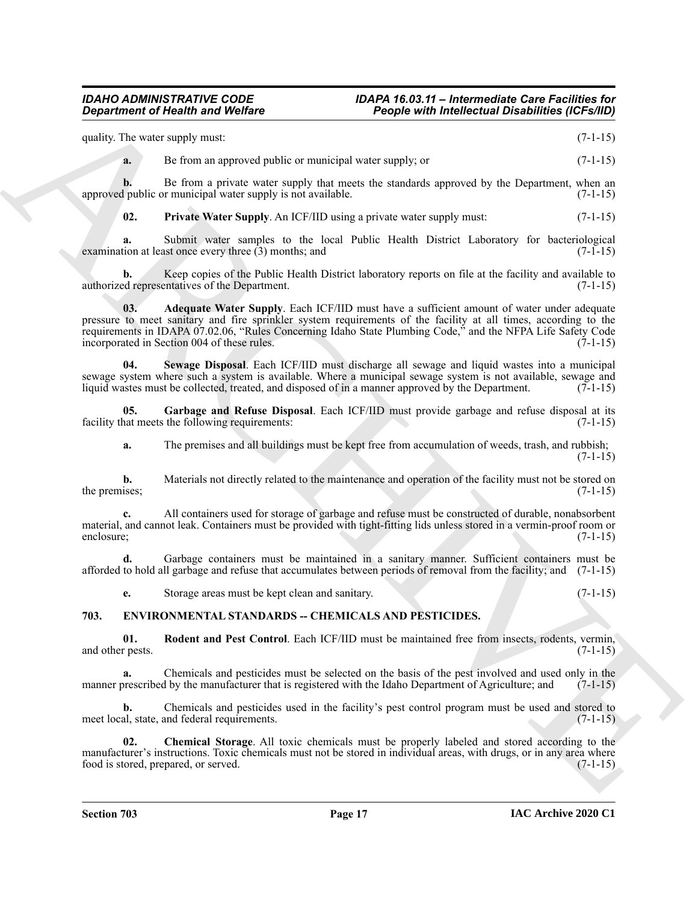quality. The water supply must: (7-1-15)

**a.** Be from an approved public or municipal water supply; or (7-1-15)

**b.** Be from a private water supply that meets the standards approved by the Department, when an approved public or municipal water supply is not available. (7-1-15)

**02. Private Water Supply**. An ICF/IID using a private water supply must: (7-1-15)

**a.** Submit water samples to the local Public Health District Laboratory for bacteriological examination at least once every three (3) months; and (7-1-15)

**b.** Keep copies of the Public Health District laboratory reports on file at the facility and available to authorized representatives of the Department. (7-1-15)

**03. Adequate Water Supply**. Each ICF/IID must have a sufficient amount of water under adequate pressure to meet sanitary and fire sprinkler system requirements of the facility at all times, according to the requirements in IDAPA 07.02.06, "Rules Concerning Idaho State Plumbing Code," and the NFPA Life Safety Code incorporated in Section 004 of these rules. (7-1-15)

**04. Sewage Disposal**. Each ICF/IID must discharge all sewage and liquid wastes into a municipal sewage system where such a system is available. Where a municipal sewage system is not available, sewage and liquid wastes must be collected, treated, and disposed of in a manner approved by the Department. (7-1-15)

**05. Garbage and Refuse Disposal**. Each ICF/IID must provide garbage and refuse disposal at its facility that meets the following requirements: (7-1-15)

**a.** The premises and all buildings must be kept free from accumulation of weeds, trash, and rubbish; (7-1-15)

**b.** Materials not directly related to the maintenance and operation of the facility must not be stored on the premises; (7-1-15)

**c.** All containers used for storage of garbage and refuse must be constructed of durable, nonabsorbent material, and cannot leak. Containers must be provided with tight-fitting lids unless stored in a vermin-proof room or enclosure; (7-1-15)

**d.** Garbage containers must be maintained in a sanitary manner. Sufficient containers must be afforded to hold all garbage and refuse that accumulates between periods of removal from the facility; and (7-1-15)

**e.** Storage areas must be kept clean and sanitary. (7-1-15)

## 703. ENVIRONMENTAL STANDARDS -- CHEMICALS AND PESTICIDES.

**01. Rodent and Pest Control**. Each ICF/IID must be maintained free from insects, rodents, vermin, and other pests. (7-1-15)

**a.** Chemicals and pesticides must be selected on the basis of the pest involved and used only in the manner prescribed by the manufacturer that is registered with the Idaho Department of Agriculture; and (7-1-15)

**b.** Chemicals and pesticides used in the facility's pest control program must be used and stored to meet local, state, and federal requirements. (7-1-15)

**02. Chemical Storage**. All toxic chemicals must be properly labeled and stored according to the manufacturer's instructions. Toxic chemicals must not be stored in individual areas, with drugs, or in any area where food is stored, prepared, or served. (7-1-15)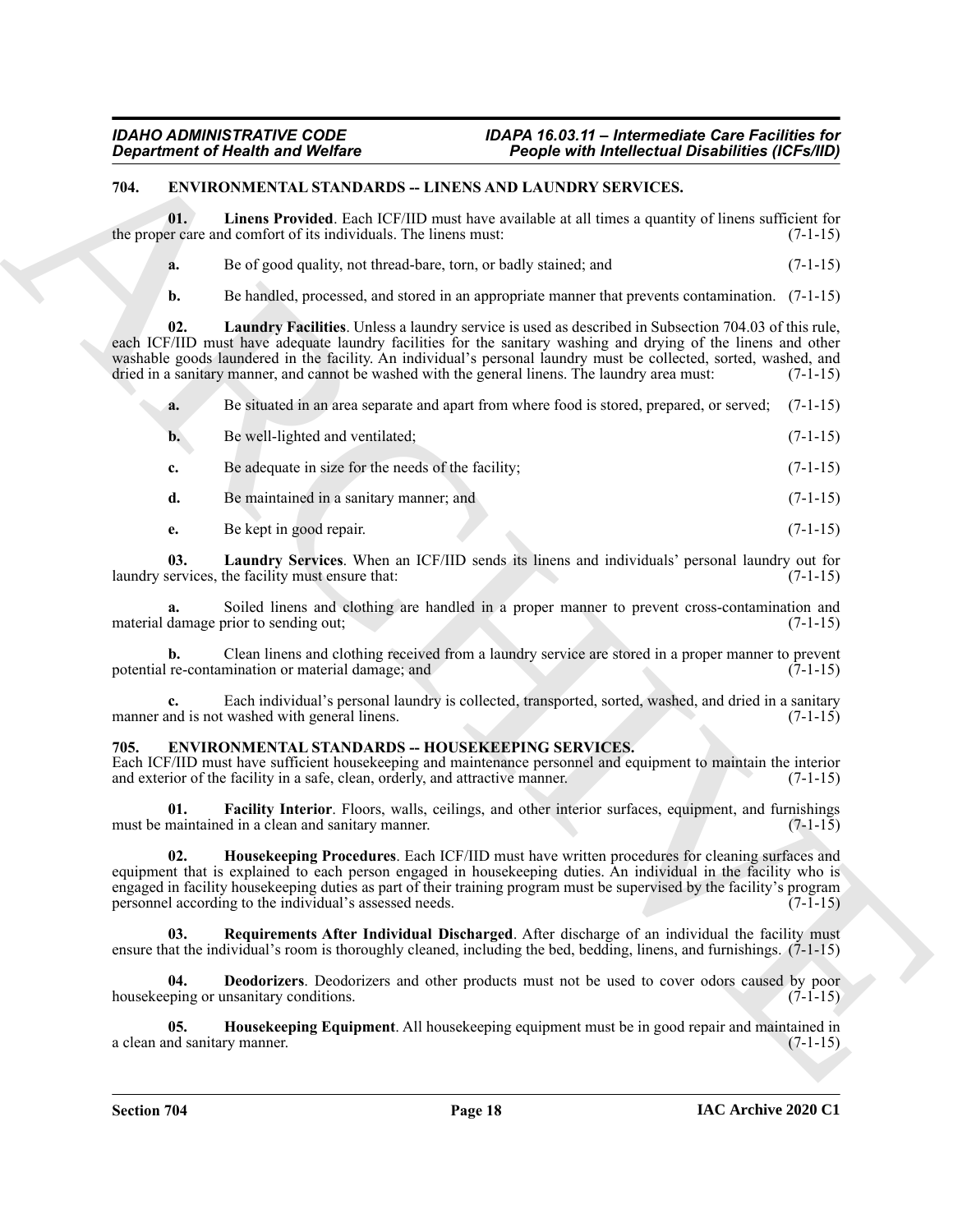## 704. ENVIRONMENTAL STANDARDS -- LINENS AND LAUNDRY SERVICES.

**01. Linens Provided**. Each ICF/IID must have available at all times a quantity of linens sufficient for the proper care and comfort of its individuals. The linens must: (7-1-15)

**a.** Be of good quality, not thread-bare, torn, or badly stained; and (7-1-15)

**b.** Be handled, processed, and stored in an appropriate manner that prevents contamination. (7-1-15)

**02. Laundry Facilities**. Unless a laundry service is used as described in Subsection 704.03 of this rule, each ICF/IID must have adequate laundry facilities for the sanitary washing and drying of the linens and other washable goods laundered in the facility. An individual's personal laundry must be collected, sorted, washed, and dried in a sanitary manner, and cannot be washed with the general linens. The laundry area must: (7-1-15)

**a.** Be situated in an area separate and apart from where food is stored, prepared, or served; (7-1-15)

**b.** Be well-lighted and ventilated; (7-1-15)

**c.** Be adequate in size for the needs of the facility; (7-1-15)

**d.** Be maintained in a sanitary manner; and (7-1-15)

**e.** Be kept in good repair. (7-1-15)

**03. Laundry Services**. When an ICF/IID sends its linens and individuals' personal laundry out for laundry services, the facility must ensure that: (7-1-15)

**a.** Soiled linens and clothing are handled in a proper manner to prevent cross-contamination and material damage prior to sending out; (7-1-15)

**b.** Clean linens and clothing received from a laundry service are stored in a proper manner to prevent potential re-contamination or material damage; and (7-1-15)

**c.** Each individual's personal laundry is collected, transported, sorted, washed, and dried in a sanitary manner and is not washed with general linens. (7-1-15)

## 705. ENVIRONMENTAL STANDARDS -- HOUSEKEEPING SERVICES.

Each ICF/IID must have sufficient housekeeping and maintenance personnel and equipment to maintain the interior and exterior of the facility in a safe, clean, orderly, and attractive manner. (7-1-15)

**01. Facility Interior**. Floors, walls, ceilings, and other interior surfaces, equipment, and furnishings must be maintained in a clean and sanitary manner. (7-1-15)

**02. Housekeeping Procedures**. Each ICF/IID must have written procedures for cleaning surfaces and equipment that is explained to each person engaged in housekeeping duties. An individual in the facility who is engaged in facility housekeeping duties as part of their training program must be supervised by the facility's program personnel according to the individual's assessed needs. (7-1-15)

**03. Requirements After Individual Discharged**. After discharge of an individual the facility must ensure that the individual's room is thoroughly cleaned, including the bed, bedding, linens, and furnishings. (7-1-15)

**04. Deodorizers**. Deodorizers and other products must not be used to cover odors caused by poor housekeeping or unsanitary conditions. (7-1-15)

**05. Housekeeping Equipment**. All housekeeping equipment must be in good repair and maintained in a clean and sanitary manner. (7-1-15)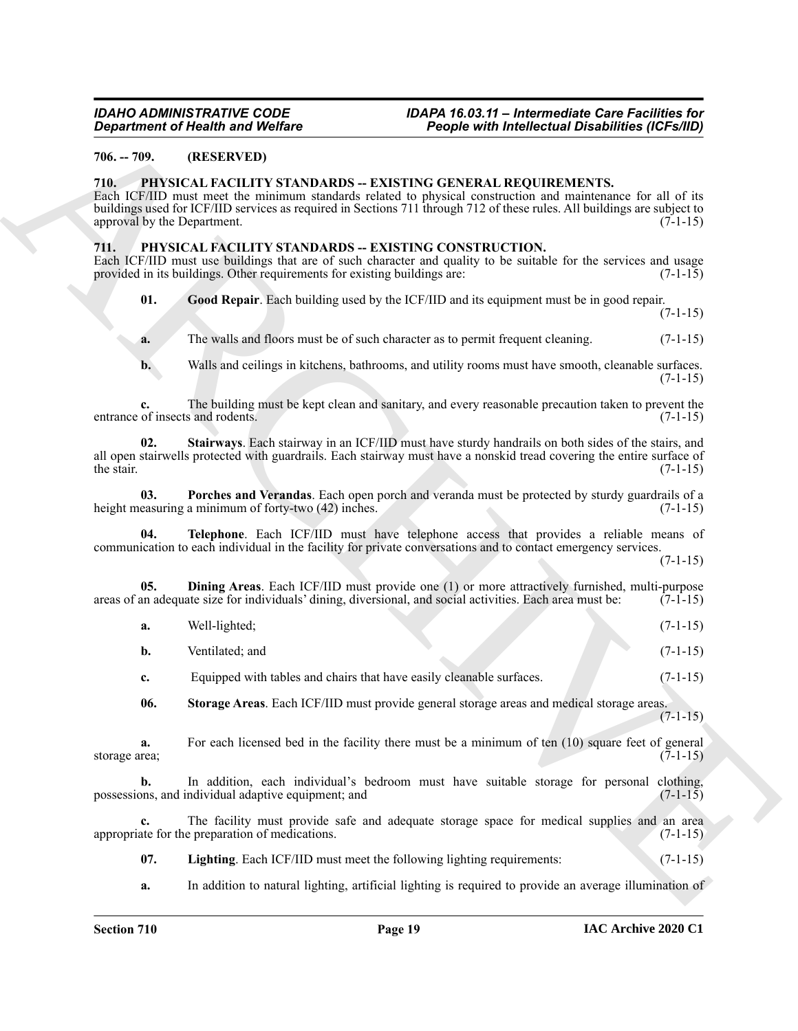**706. -- 709. (RESERVED)**

**710. PHYSICAL FACILITY STANDARDS -- EXISTING GENERAL REQUIREMENTS.**

Each ICF/IID must meet the minimum standards related to physical construction and maintenance for all of its buildings used for ICF/IID services as required in Sections 711 through 712 of these rules. All buildings are subject to approval by the Department. (7-1-15)

**711. PHYSICAL FACILITY STANDARDS -- EXISTING CONSTRUCTION.**

Each ICF/IID must use buildings that are of such character and quality to be suitable for the services and usage provided in its buildings. Other requirements for existing buildings are: (7-1-15)

**01. Good Repair**. Each building used by the ICF/IID and its equipment must be in good repair. (7-1-15)

**a.** The walls and floors must be of such character as to permit frequent cleaning. (7-1-15)

**b.** Walls and ceilings in kitchens, bathrooms, and utility rooms must have smooth, cleanable surfaces. (7-1-15)

**c.** The building must be kept clean and sanitary, and every reasonable precaution taken to prevent the entrance of insects and rodents. (7-1-15)

**02. Stairways**. Each stairway in an ICF/IID must have sturdy handrails on both sides of the stairs, and all open stairwells protected with guardrails. Each stairway must have a nonskid tread covering the entire surface of the stair. (7-1-15)

**03. Porches and Verandas**. Each open porch and veranda must be protected by sturdy guardrails of a height measuring a minimum of forty-two (42) inches. (7-1-15)

**04. Telephone**. Each ICF/IID must have telephone access that provides a reliable means of communication to each individual in the facility for private conversations and to contact emergency services. (7-1-15)

**05. Dining Areas**. Each ICF/IID must provide one (1) or more attractively furnished, multi-purpose areas of an adequate size for individuals' dining, diversional, and social activities. Each area must be: (7-1-15)

**a.** Well-lighted; (7-1-15)

**b.** Ventilated; and (7-1-15)

**c.** Equipped with tables and chairs that have easily cleanable surfaces. (7-1-15)

**06. Storage Areas**. Each ICF/IID must provide general storage areas and medical storage areas. (7-1-15)

**a.** For each licensed bed in the facility there must be a minimum of ten (10) square feet of general storage area; (7-1-15)

**b.** In addition, each individual's bedroom must have suitable storage for personal clothing, possessions, and individual adaptive equipment; and (7-1-15)

**c.** The facility must provide safe and adequate storage space for medical supplies and an area appropriate for the preparation of medications. (7-1-15)

**07. Lighting**. Each ICF/IID must meet the following lighting requirements: (7-1-15)

**a.** In addition to natural lighting, artificial lighting is required to provide an average illumination of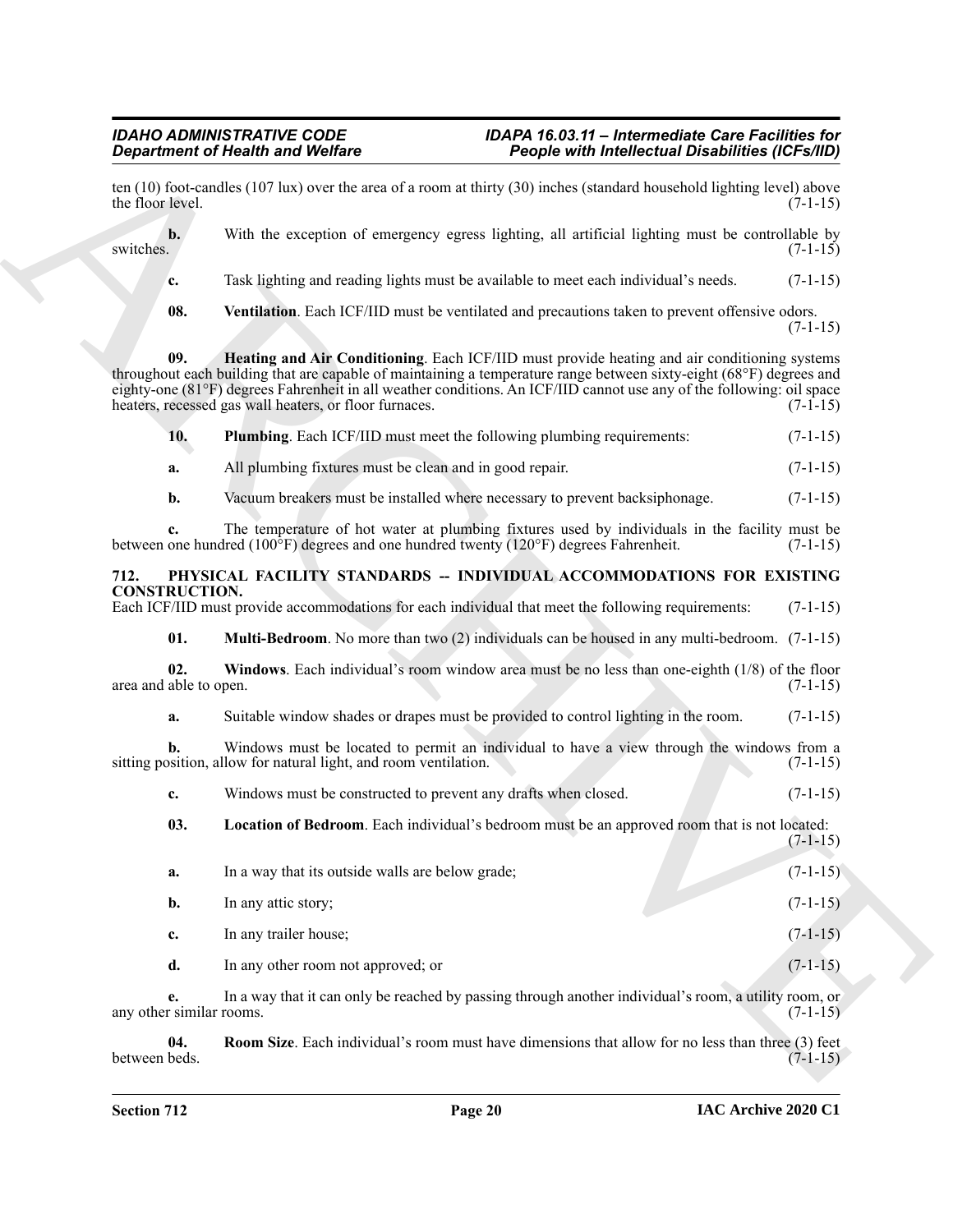ten (10) foot-candles (107 lux) over the area of a room at thirty (30) inches (standard household lighting level) above the floor level. (7-1-15)

**b.** With the exception of emergency egress lighting, all artificial lighting must be controllable by switches. (7-1-15)

**c.** Task lighting and reading lights must be available to meet each individual's needs. (7-1-15)

**08. Ventilation**. Each ICF/IID must be ventilated and precautions taken to prevent offensive odors. (7-1-15)

**09. Heating and Air Conditioning**. Each ICF/IID must provide heating and air conditioning systems throughout each building that are capable of maintaining a temperature range between sixty-eight (68°F) degrees and eighty-one (81°F) degrees Fahrenheit in all weather conditions. An ICF/IID cannot use any of the following: oil space heaters, recessed gas wall heaters, or floor furnaces. (7-1-15)

**10. Plumbing**. Each ICF/IID must meet the following plumbing requirements: (7-1-15)

**a.** All plumbing fixtures must be clean and in good repair. (7-1-15)

**b.** Vacuum breakers must be installed where necessary to prevent backsiphonage. (7-1-15)

**c.** The temperature of hot water at plumbing fixtures used by individuals in the facility must be between one hundred (100°F) degrees and one hundred twenty (120°F) degrees Fahrenheit. (7-1-15)

## 712. PHYSICAL FACILITY STANDARDS -- INDIVIDUAL ACCOMMODATIONS FOR EXISTING CONSTRUCTION.

Each ICF/IID must provide accommodations for each individual that meet the following requirements: (7-1-15)

**01. Multi-Bedroom**. No more than two (2) individuals can be housed in any multi-bedroom. (7-1-15)

**02. Windows**. Each individual's room window area must be no less than one-eighth (1/8) of the floor area and able to open. (7-1-15)

**a.** Suitable window shades or drapes must be provided to control lighting in the room. (7-1-15)

**b.** Windows must be located to permit an individual to have a view through the windows from a sitting position, allow for natural light, and room ventilation. (7-1-15)

**c.** Windows must be constructed to prevent any drafts when closed. (7-1-15)

**03. Location of Bedroom**. Each individual's bedroom must be an approved room that is not located: (7-1-15)

**a.** In a way that its outside walls are below grade; (7-1-15)

**b.** In any attic story; (7-1-15)

**c.** In any trailer house; (7-1-15)

**d.** In any other room not approved; or (7-1-15)

**e.** In a way that it can only be reached by passing through another individual's room, a utility room, or any other similar rooms. (7-1-15)

**04. Room Size**. Each individual's room must have dimensions that allow for no less than three (3) feet between beds. (7-1-15)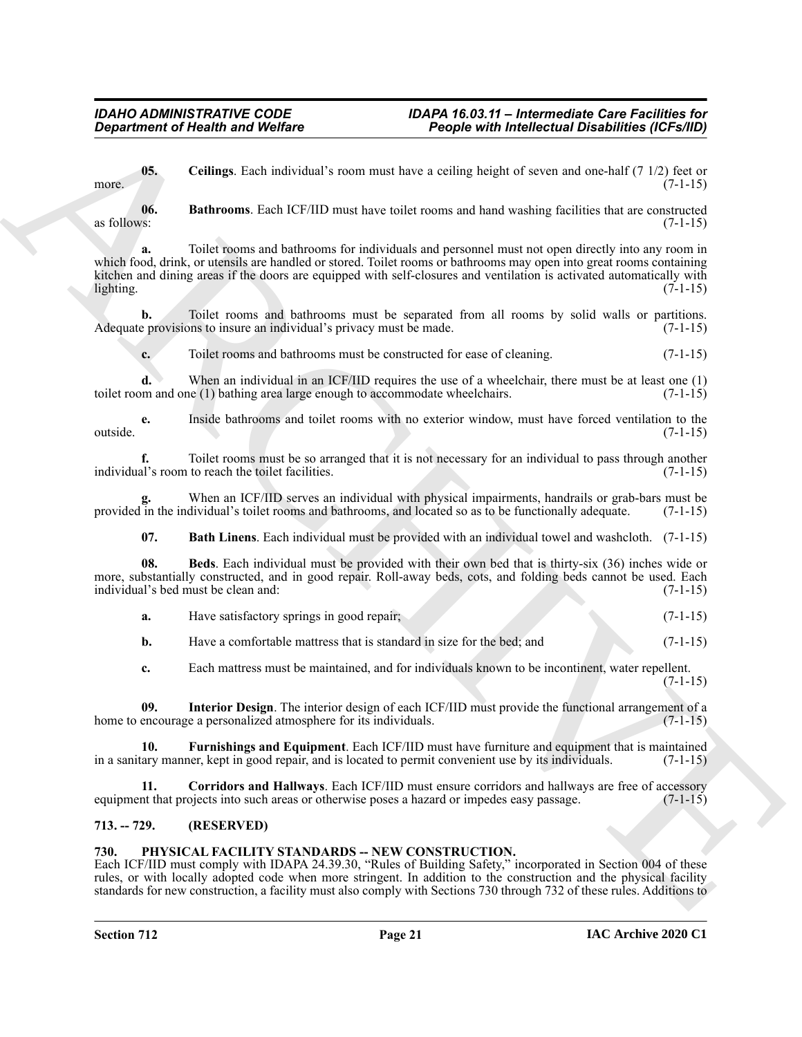**05. Ceilings**. Each individual's room must have a ceiling height of seven and one-half (7 1/2) feet or more. (7-1-15)

**06. Bathrooms**. Each ICF/IID must have toilet rooms and hand washing facilities that are constructed as follows: (7-1-15)

**a.** Toilet rooms and bathrooms for individuals and personnel must not open directly into any room in which food, drink, or utensils are handled or stored. Toilet rooms or bathrooms may open into great rooms containing kitchen and dining areas if the doors are equipped with self-closures and ventilation is activated automatically with lighting. (7-1-15)

**b.** Toilet rooms and bathrooms must be separated from all rooms by solid walls or partitions. Adequate provisions to insure an individual's privacy must be made. (7-1-15)

**c.** Toilet rooms and bathrooms must be constructed for ease of cleaning. (7-1-15)

**d.** When an individual in an ICF/IID requires the use of a wheelchair, there must be at least one (1) toilet room and one (1) bathing area large enough to accommodate wheelchairs. (7-1-15)

**e.** Inside bathrooms and toilet rooms with no exterior window, must have forced ventilation to the outside. (7-1-15)

**f.** Toilet rooms must be so arranged that it is not necessary for an individual to pass through another individual's room to reach the toilet facilities. (7-1-15)

**g.** When an ICF/IID serves an individual with physical impairments, handrails or grab-bars must be provided in the individual's toilet rooms and bathrooms, and located so as to be functionally adequate. (7-1-15)

**07. Bath Linens**. Each individual must be provided with an individual towel and washcloth. (7-1-15)

**08. Beds**. Each individual must be provided with their own bed that is thirty-six (36) inches wide or more, substantially constructed, and in good repair. Roll-away beds, cots, and folding beds cannot be used. Each individual's bed must be clean and: (7-1-15)

**a.** Have satisfactory springs in good repair; (7-1-15)

**b.** Have a comfortable mattress that is standard in size for the bed; and (7-1-15)

**c.** Each mattress must be maintained, and for individuals known to be incontinent, water repellent. (7-1-15)

**09. Interior Design**. The interior design of each ICF/IID must provide the functional arrangement of a home to encourage a personalized atmosphere for its individuals. (7-1-15)

**10. Furnishings and Equipment**. Each ICF/IID must have furniture and equipment that is maintained in a sanitary manner, kept in good repair, and is located to permit convenient use by its individuals. (7-1-15)

**11. Corridors and Hallways**. Each ICF/IID must ensure corridors and hallways are free of accessory equipment that projects into such areas or otherwise poses a hazard or impedes easy passage. (7-1-15)

## 713. -- 729. (RESERVED)

## 730. PHYSICAL FACILITY STANDARDS -- NEW CONSTRUCTION.

Each ICF/IID must comply with IDAPA 24.39.30, "Rules of Building Safety," incorporated in Section 004 of these rules, or with locally adopted code when more stringent. In addition to the construction and the physical facility standards for new construction, a facility must also comply with Sections 730 through 732 of these rules. Additions to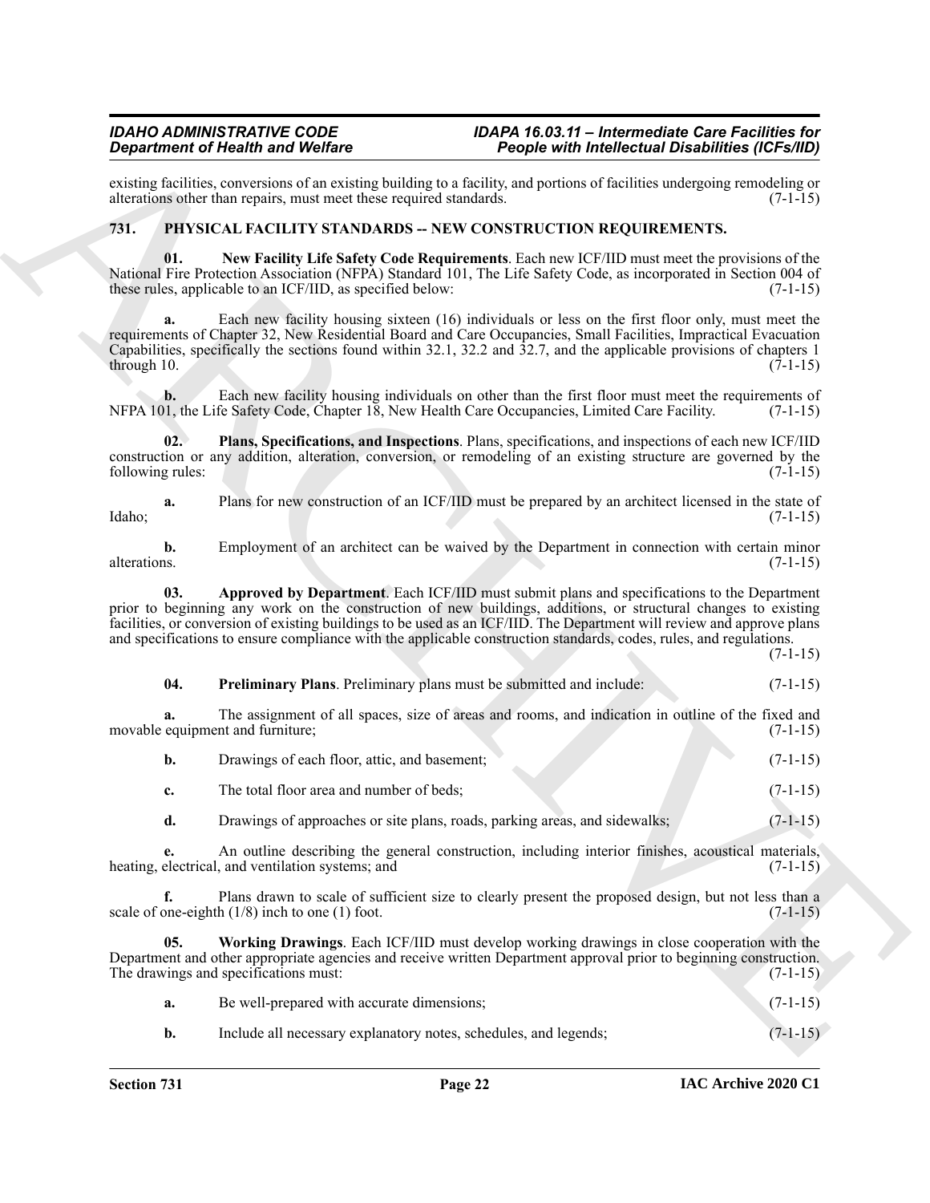existing facilities, conversions of an existing building to a facility, and portions of facilities undergoing remodeling or alterations other than repairs, must meet these required standards. (7-1-15)

## 731. PHYSICAL FACILITY STANDARDS -- NEW CONSTRUCTION REQUIREMENTS.

**01. New Facility Life Safety Code Requirements**. Each new ICF/IID must meet the provisions of the National Fire Protection Association (NFPA) Standard 101, The Life Safety Code, as incorporated in Section 004 of these rules, applicable to an ICF/IID, as specified below: (7-1-15)

**a.** Each new facility housing sixteen (16) individuals or less on the first floor only, must meet the requirements of Chapter 32, New Residential Board and Care Occupancies, Small Facilities, Impractical Evacuation Capabilities, specifically the sections found within 32.1, 32.2 and 32.7, and the applicable provisions of chapters 1 through 10. (7-1-15)

**b.** Each new facility housing individuals on other than the first floor must meet the requirements of NFPA 101, the Life Safety Code, Chapter 18, New Health Care Occupancies, Limited Care Facility. (7-1-15)

**02. Plans, Specifications, and Inspections**. Plans, specifications, and inspections of each new ICF/IID construction or any addition, alteration, conversion, or remodeling of an existing structure are governed by the following rules: (7-1-15)

**a.** Plans for new construction of an ICF/IID must be prepared by an architect licensed in the state of Idaho; (7-1-15)

**b.** Employment of an architect can be waived by the Department in connection with certain minor alterations. (7-1-15)

**03. Approved by Department**. Each ICF/IID must submit plans and specifications to the Department prior to beginning any work on the construction of new buildings, additions, or structural changes to existing facilities, or conversion of existing buildings to be used as an ICF/IID. The Department will review and approve plans and specifications to ensure compliance with the applicable construction standards, codes, rules, and regulations. (7-1-15)

**04. Preliminary Plans**. Preliminary plans must be submitted and include: (7-1-15)

**a.** The assignment of all spaces, size of areas and rooms, and indication in outline of the fixed and movable equipment and furniture; (7-1-15)

**b.** Drawings of each floor, attic, and basement; (7-1-15)

**c.** The total floor area and number of beds; (7-1-15)

**d.** Drawings of approaches or site plans, roads, parking areas, and sidewalks; (7-1-15)

**e.** An outline describing the general construction, including interior finishes, acoustical materials, heating, electrical, and ventilation systems; and (7-1-15)

**f.** Plans drawn to scale of sufficient size to clearly present the proposed design, but not less than a scale of one-eighth (1/8) inch to one (1) foot. (7-1-15)

**05. Working Drawings**. Each ICF/IID must develop working drawings in close cooperation with the Department and other appropriate agencies and receive written Department approval prior to beginning construction. The drawings and specifications must: (7-1-15)

**a.** Be well-prepared with accurate dimensions; (7-1-15)

**b.** Include all necessary explanatory notes, schedules, and legends; (7-1-15)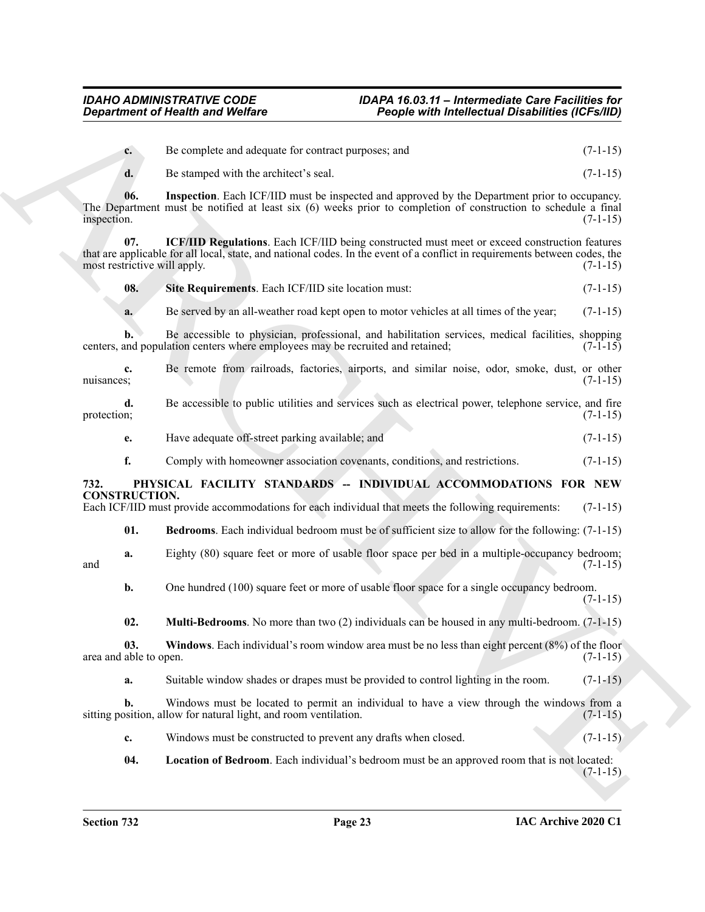**c.** Be complete and adequate for contract purposes; and (7-1-15)

**d.** Be stamped with the architect's seal. (7-1-15)

**06. Inspection**. Each ICF/IID must be inspected and approved by the Department prior to occupancy. The Department must be notified at least six (6) weeks prior to completion of construction to schedule a final inspection. (7-1-15)

**07. ICF/IID Regulations**. Each ICF/IID being constructed must meet or exceed construction features that are applicable for all local, state, and national codes. In the event of a conflict in requirements between codes, the most restrictive will apply. (7-1-15)

**08. Site Requirements**. Each ICF/IID site location must: (7-1-15)

**a.** Be served by an all-weather road kept open to motor vehicles at all times of the year; (7-1-15)

**b.** Be accessible to physician, professional, and habilitation services, medical facilities, shopping centers, and population centers where employees may be recruited and retained; (7-1-15)

**c.** Be remote from railroads, factories, airports, and similar noise, odor, smoke, dust, or other nuisances; (7-1-15)

**d.** Be accessible to public utilities and services such as electrical power, telephone service, and fire protection; (7-1-15)

**e.** Have adequate off-street parking available; and (7-1-15)

**f.** Comply with homeowner association covenants, conditions, and restrictions. (7-1-15)

## 732. PHYSICAL FACILITY STANDARDS -- INDIVIDUAL ACCOMMODATIONS FOR NEW CONSTRUCTION.

Each ICF/IID must provide accommodations for each individual that meets the following requirements: (7-1-15)

**01. Bedrooms**. Each individual bedroom must be of sufficient size to allow for the following: (7-1-15)

**a.** Eighty (80) square feet or more of usable floor space per bed in a multiple-occupancy bedroom; and (7-1-15)

**b.** One hundred (100) square feet or more of usable floor space for a single occupancy bedroom. (7-1-15)

**02. Multi-Bedrooms**. No more than two (2) individuals can be housed in any multi-bedroom. (7-1-15)

**03. Windows**. Each individual's room window area must be no less than eight percent (8%) of the floor area and able to open. (7-1-15)

**a.** Suitable window shades or drapes must be provided to control lighting in the room. (7-1-15)

**b.** Windows must be located to permit an individual to have a view through the windows from a sitting position, allow for natural light, and room ventilation. (7-1-15)

**c.** Windows must be constructed to prevent any drafts when closed. (7-1-15)

**04. Location of Bedroom**. Each individual's bedroom must be an approved room that is not located: (7-1-15)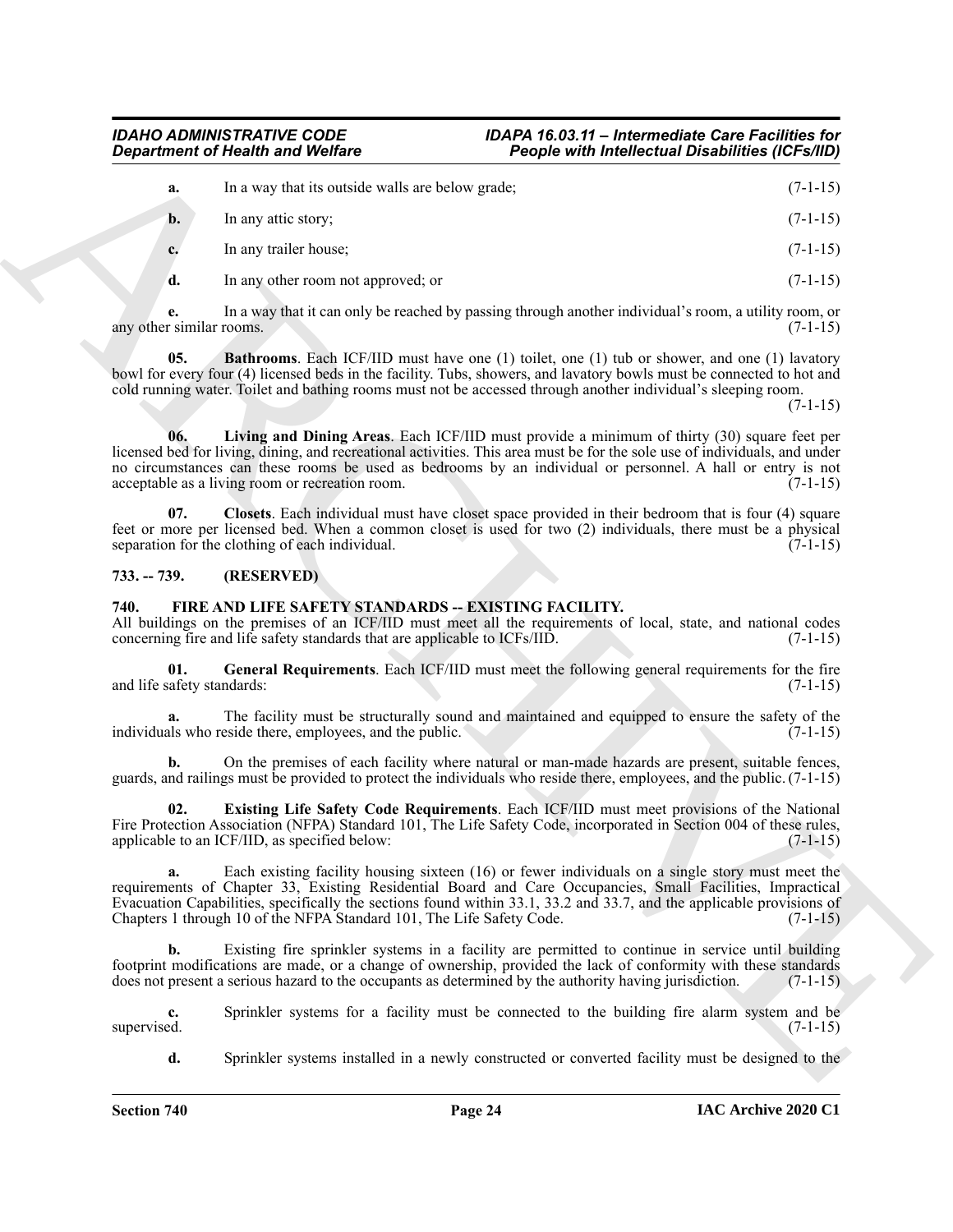**a.** In a way that its outside walls are below grade; (7-1-15)

**b.** In any attic story; (7-1-15)

**c.** In any trailer house; (7-1-15)

**d.** In any other room not approved; or (7-1-15)

**e.** In a way that it can only be reached by passing through another individual's room, a utility room, or any other similar rooms. (7-1-15)

**05. Bathrooms**. Each ICF/IID must have one (1) toilet, one (1) tub or shower, and one (1) lavatory bowl for every four (4) licensed beds in the facility. Tubs, showers, and lavatory bowls must be connected to hot and cold running water. Toilet and bathing rooms must not be accessed through another individual's sleeping room. (7-1-15)

**06. Living and Dining Areas**. Each ICF/IID must provide a minimum of thirty (30) square feet per licensed bed for living, dining, and recreational activities. This area must be for the sole use of individuals, and under no circumstances can these rooms be used as bedrooms by an individual or personnel. A hall or entry is not acceptable as a living room or recreation room. (7-1-15)

**07. Closets**. Each individual must have closet space provided in their bedroom that is four (4) square feet or more per licensed bed. When a common closet is used for two (2) individuals, there must be a physical separation for the clothing of each individual. (7-1-15)

### 733. -- 739. (RESERVED)

### 740. FIRE AND LIFE SAFETY STANDARDS -- EXISTING FACILITY.

All buildings on the premises of an ICF/IID must meet all the requirements of local, state, and national codes concerning fire and life safety standards that are applicable to ICFs/IID. (7-1-15)

**01. General Requirements**. Each ICF/IID must meet the following general requirements for the fire and life safety standards: (7-1-15)

**a.** The facility must be structurally sound and maintained and equipped to ensure the safety of the individuals who reside there, employees, and the public. (7-1-15)

**b.** On the premises of each facility where natural or man-made hazards are present, suitable fences, guards, and railings must be provided to protect the individuals who reside there, employees, and the public. (7-1-15)

**02. Existing Life Safety Code Requirements**. Each ICF/IID must meet provisions of the National Fire Protection Association (NFPA) Standard 101, The Life Safety Code, incorporated in Section 004 of these rules, applicable to an ICF/IID, as specified below: (7-1-15)

**a.** Each existing facility housing sixteen (16) or fewer individuals on a single story must meet the requirements of Chapter 33, Existing Residential Board and Care Occupancies, Small Facilities, Impractical Evacuation Capabilities, specifically the sections found within 33.1, 33.2 and 33.7, and the applicable provisions of Chapters 1 through 10 of the NFPA Standard 101, The Life Safety Code. (7-1-15)

**b.** Existing fire sprinkler systems in a facility are permitted to continue in service until building footprint modifications are made, or a change of ownership, provided the lack of conformity with these standards does not present a serious hazard to the occupants as determined by the authority having jurisdiction. (7-1-15)

**c.** Sprinkler systems for a facility must be connected to the building fire alarm system and be supervised. (7-1-15)

**d.** Sprinkler systems installed in a newly constructed or converted facility must be designed to the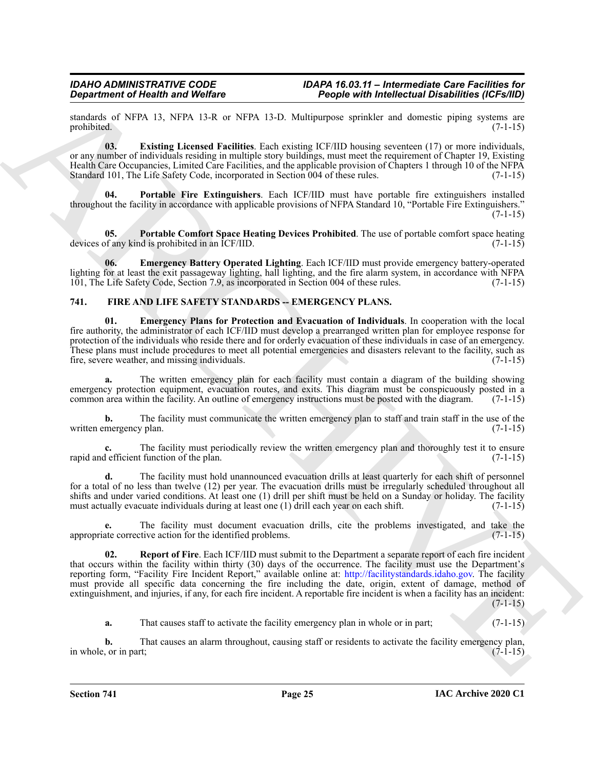standards of NFPA 13, NFPA 13-R or NFPA 13-D. Multipurpose sprinkler and domestic piping systems are prohibited. (7-1-15)

**03. Existing Licensed Facilities**. Each existing ICF/IID housing seventeen (17) or more individuals, or any number of individuals residing in multiple story buildings, must meet the requirement of Chapter 19, Existing Health Care Occupancies, Limited Care Facilities, and the applicable provision of Chapters 1 through 10 of the NFPA Standard 101, The Life Safety Code, incorporated in Section 004 of these rules. (7-1-15)

**04. Portable Fire Extinguishers**. Each ICF/IID must have portable fire extinguishers installed throughout the facility in accordance with applicable provisions of NFPA Standard 10, "Portable Fire Extinguishers." (7-1-15)

**05. Portable Comfort Space Heating Devices Prohibited**. The use of portable comfort space heating devices of any kind is prohibited in an ICF/IID. (7-1-15)

**06. Emergency Battery Operated Lighting**. Each ICF/IID must provide emergency battery-operated lighting for at least the exit passageway lighting, hall lighting, and the fire alarm system, in accordance with NFPA 101, The Life Safety Code, Section 7.9, as incorporated in Section 004 of these rules. (7-1-15)

## 741. FIRE AND LIFE SAFETY STANDARDS -- EMERGENCY PLANS.

**01. Emergency Plans for Protection and Evacuation of Individuals**. In cooperation with the local fire authority, the administrator of each ICF/IID must develop a prearranged written plan for employee response for protection of the individuals who reside there and for orderly evacuation of these individuals in case of an emergency. These plans must include procedures to meet all potential emergencies and disasters relevant to the facility, such as fire, severe weather, and missing individuals. (7-1-15)

**a.** The written emergency plan for each facility must contain a diagram of the building showing emergency protection equipment, evacuation routes, and exits. This diagram must be conspicuously posted in a common area within the facility. An outline of emergency instructions must be posted with the diagram. (7-1-15)

**b.** The facility must communicate the written emergency plan to staff and train staff in the use of the written emergency plan. (7-1-15)

**c.** The facility must periodically review the written emergency plan and thoroughly test it to ensure rapid and efficient function of the plan. (7-1-15)

**d.** The facility must hold unannounced evacuation drills at least quarterly for each shift of personnel for a total of no less than twelve (12) per year. The evacuation drills must be irregularly scheduled throughout all shifts and under varied conditions. At least one (1) drill per shift must be held on a Sunday or holiday. The facility must actually evacuate individuals during at least one (1) drill each year on each shift. (7-1-15)

**e.** The facility must document evacuation drills, cite the problems investigated, and take the appropriate corrective action for the identified problems. (7-1-15)

**02. Report of Fire**. Each ICF/IID must submit to the Department a separate report of each fire incident that occurs within the facility within thirty (30) days of the occurrence. The facility must use the Department's reporting form, "Facility Fire Incident Report," available online at: http://facilitystandards.idaho.gov. The facility must provide all specific data concerning the fire including the date, origin, extent of damage, method of extinguishment, and injuries, if any, for each fire incident. A reportable fire incident is when a facility has an incident: (7-1-15)

**a.** That causes staff to activate the facility emergency plan in whole or in part; (7-1-15)

**b.** That causes an alarm throughout, causing staff or residents to activate the facility emergency plan, in whole, or in part; (7-1-15)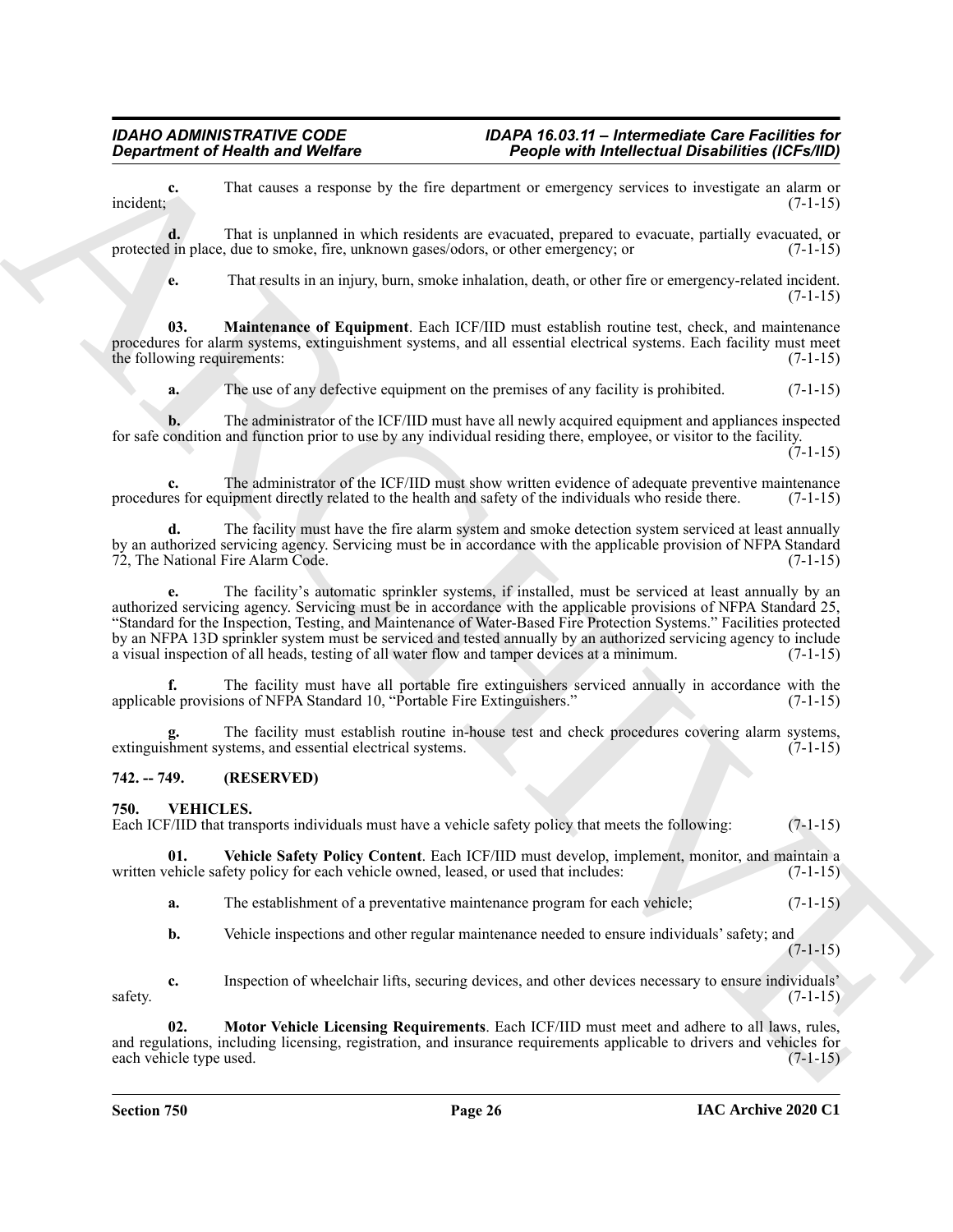**c.** That causes a response by the fire department or emergency services to investigate an alarm or incident; (7-1-15)

**d.** That is unplanned in which residents are evacuated, prepared to evacuate, partially evacuated, or protected in place, due to smoke, fire, unknown gases/odors, or other emergency; or (7-1-15)

**e.** That results in an injury, burn, smoke inhalation, death, or other fire or emergency-related incident. (7-1-15)

**03. Maintenance of Equipment**. Each ICF/IID must establish routine test, check, and maintenance procedures for alarm systems, extinguishment systems, and all essential electrical systems. Each facility must meet the following requirements: (7-1-15)

**a.** The use of any defective equipment on the premises of any facility is prohibited. (7-1-15)

**b.** The administrator of the ICF/IID must have all newly acquired equipment and appliances inspected for safe condition and function prior to use by any individual residing there, employee, or visitor to the facility. (7-1-15)

**c.** The administrator of the ICF/IID must show written evidence of adequate preventive maintenance procedures for equipment directly related to the health and safety of the individuals who reside there. (7-1-15)

**d.** The facility must have the fire alarm system and smoke detection system serviced at least annually by an authorized servicing agency. Servicing must be in accordance with the applicable provision of NFPA Standard 72, The National Fire Alarm Code. (7-1-15)

**e.** The facility's automatic sprinkler systems, if installed, must be serviced at least annually by an authorized servicing agency. Servicing must be in accordance with the applicable provisions of NFPA Standard 25, "Standard for the Inspection, Testing, and Maintenance of Water-Based Fire Protection Systems." Facilities protected by an NFPA 13D sprinkler system must be serviced and tested annually by an authorized servicing agency to include a visual inspection of all heads, testing of all water flow and tamper devices at a minimum. (7-1-15)

**f.** The facility must have all portable fire extinguishers serviced annually in accordance with the applicable provisions of NFPA Standard 10, "Portable Fire Extinguishers." (7-1-15)

**g.** The facility must establish routine in-house test and check procedures covering alarm systems, extinguishment systems, and essential electrical systems. (7-1-15)

## 742. -- 749. (RESERVED)

## 750. VEHICLES.

Each ICF/IID that transports individuals must have a vehicle safety policy that meets the following: (7-1-15)

**01. Vehicle Safety Policy Content**. Each ICF/IID must develop, implement, monitor, and maintain a written vehicle safety policy for each vehicle owned, leased, or used that includes: (7-1-15)

**a.** The establishment of a preventative maintenance program for each vehicle; (7-1-15)

**b.** Vehicle inspections and other regular maintenance needed to ensure individuals' safety; and (7-1-15)

**c.** Inspection of wheelchair lifts, securing devices, and other devices necessary to ensure individuals' safety. (7-1-15)

**02. Motor Vehicle Licensing Requirements**. Each ICF/IID must meet and adhere to all laws, rules, and regulations, including licensing, registration, and insurance requirements applicable to drivers and vehicles for each vehicle type used. (7-1-15)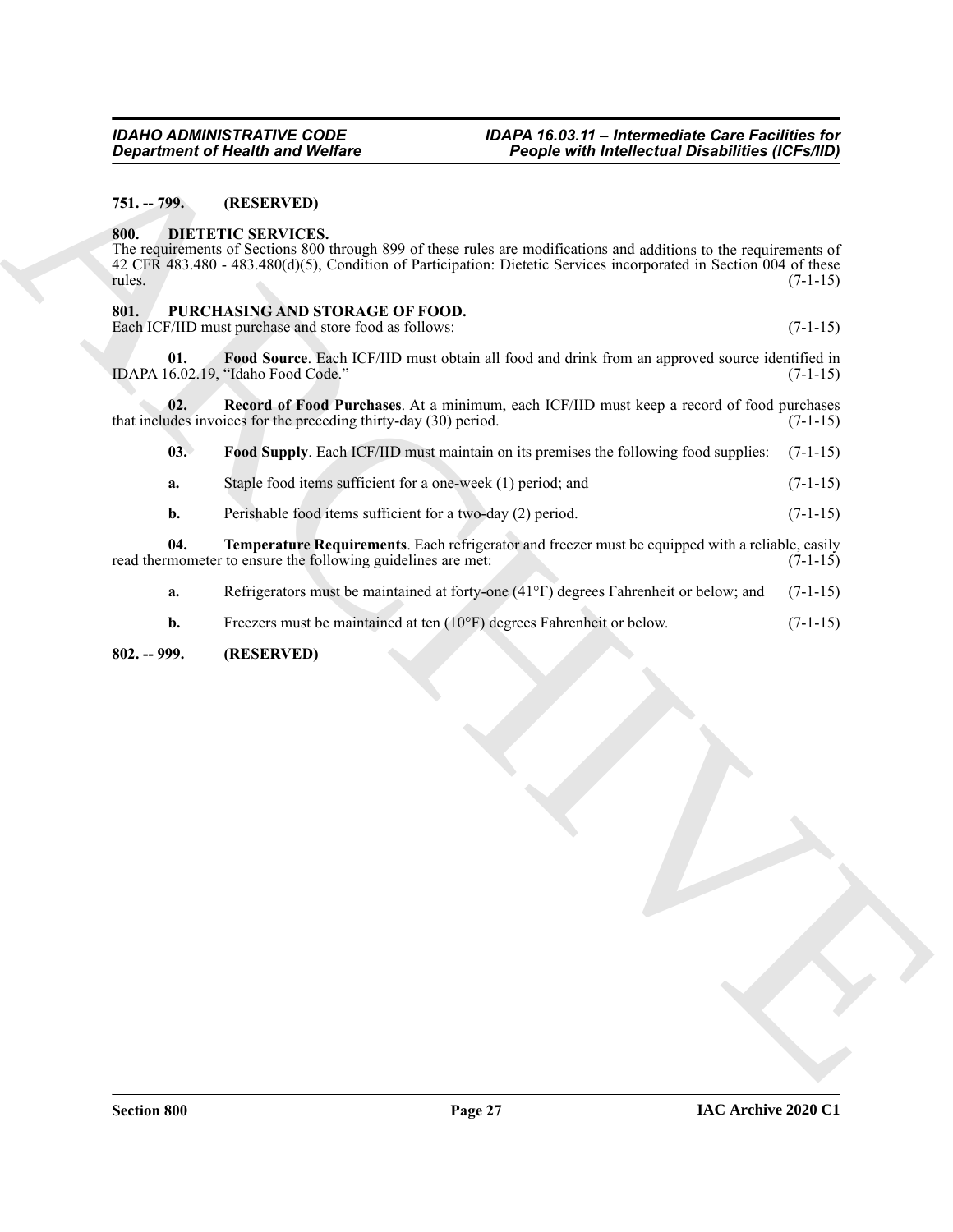**751. -- 799. (RESERVED)**

**800. DIETETIC SERVICES.**

The requirements of Sections 800 through 899 of these rules are modifications and additions to the requirements of 42 CFR 483.480 - 483.480(d)(5), Condition of Participation: Dietetic Services incorporated in Section 004 of these rules. (7-1-15)

**801. PURCHASING AND STORAGE OF FOOD.**

Each ICF/IID must purchase and store food as follows: (7-1-15)

**01. Food Source**. Each ICF/IID must obtain all food and drink from an approved source identified in IDAPA 16.02.19, "Idaho Food Code." (7-1-15)

**02. Record of Food Purchases**. At a minimum, each ICF/IID must keep a record of food purchases that includes invoices for the preceding thirty-day (30) period. (7-1-15)

**03. Food Supply**. Each ICF/IID must maintain on its premises the following food supplies: (7-1-15)

**a.** Staple food items sufficient for a one-week (1) period; and (7-1-15)

**b.** Perishable food items sufficient for a two-day (2) period. (7-1-15)

**04. Temperature Requirements**. Each refrigerator and freezer must be equipped with a reliable, easily read thermometer to ensure the following guidelines are met: (7-1-15)

**a.** Refrigerators must be maintained at forty-one (41°F) degrees Fahrenheit or below; and (7-1-15)

**b.** Freezers must be maintained at ten (10°F) degrees Fahrenheit or below. (7-1-15)

**802. -- 999. (RESERVED)**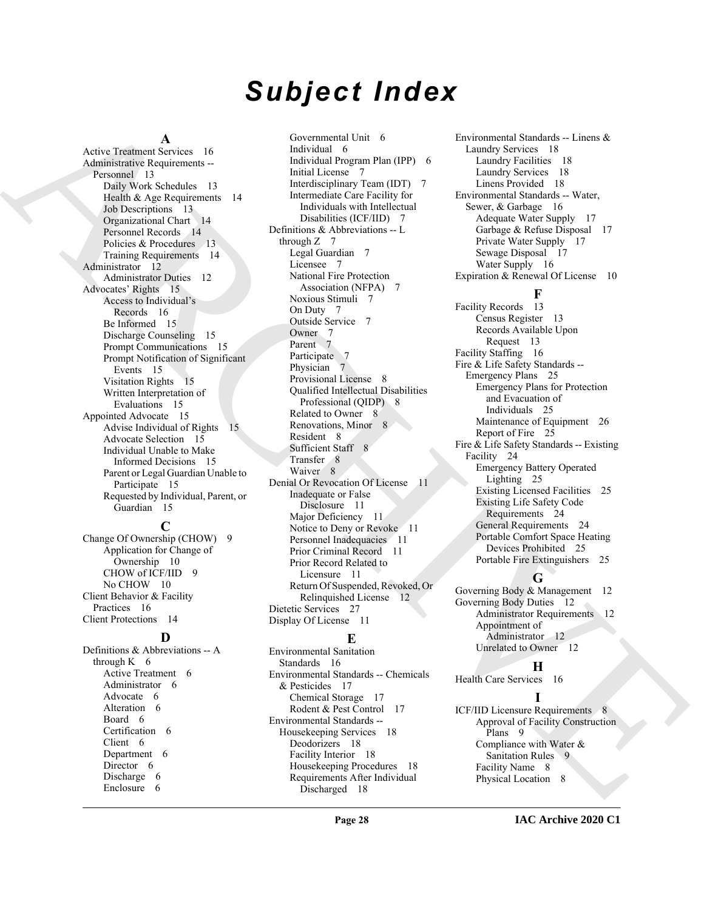# Subject Index

**A**

Active Treatment Services 16
Administrative Requirements -- Personnel 13
- Daily Work Schedules 13
- Health & Age Requirements 14
- Job Descriptions 13
- Organizational Chart 14
- Personnel Records 14
- Policies & Procedures 13
- Training Requirements 14

Administrator 12
- Administrator Duties 12

Advocates' Rights 15
- Access to Individual's Records 16
- Be Informed 15
- Discharge Counseling 15
- Prompt Communications 15
- Prompt Notification of Significant Events 15
- Visitation Rights 15
- Written Interpretation of Evaluations 15

Appointed Advocate 15
- Advise Individual of Rights 15
- Advocate Selection 15
- Individual Unable to Make Informed Decisions 15
- Parent or Legal Guardian Unable to Participate 15
- Requested by Individual, Parent, or Guardian 15

**C**

Change Of Ownership (CHOW) 9
- Application for Change of Ownership 10
- CHOW of ICF/IID 9
- No CHOW 10

Client Behavior & Facility Practices 16
Client Protections 14

**D**

Definitions & Abbreviations -- A through K 6
- Active Treatment 6
- Administrator 6
- Advocate 6
- Alteration 6
- Board 6
- Certification 6
- Client 6
- Department 6
- Director 6
- Discharge 6
- Enclosure 6
- Governmental Unit 6
- Individual 6
- Individual Program Plan (IPP) 6
- Initial License 7
- Interdisciplinary Team (IDT) 7
- Intermediate Care Facility for Individuals with Intellectual Disabilities (ICF/IID) 7

Definitions & Abbreviations -- L through Z 7
- Legal Guardian 7
- Licensee 7
- National Fire Protection Association (NFPA) 7
- Noxious Stimuli 7
- On Duty 7
- Outside Service 7
- Owner 7
- Parent 7
- Participate 7
- Physician 7
- Provisional License 8
- Qualified Intellectual Disabilities Professional (QIDP) 8
- Related to Owner 8
- Renovations, Minor 8
- Resident 8
- Sufficient Staff 8
- Transfer 8
- Waiver 8

Denial Or Revocation Of License 11
- Inadequate or False Disclosure 11
- Major Deficiency 11
- Notice to Deny or Revoke 11
- Personnel Inadequacies 11
- Prior Criminal Record 11
- Prior Record Related to Licensure 11
- Return Of Suspended, Revoked, Or Relinquished License 12

Dietetic Services 27
Display Of License 11

**E**

Environmental Sanitation Standards 16
Environmental Standards -- Chemicals & Pesticides 17
- Chemical Storage 17
- Rodent & Pest Control 17

Environmental Standards -- Housekeeping Services 18
- Deodorizers 18
- Facility Interior 18
- Housekeeping Procedures 18
- Requirements After Individual Discharged 18

Environmental Standards -- Linens & Laundry Services 18
- Laundry Facilities 18
- Laundry Services 18
- Linens Provided 18

Environmental Standards -- Water, Sewer, & Garbage 16
- Adequate Water Supply 17
- Garbage & Refuse Disposal 17
- Private Water Supply 17
- Sewage Disposal 17
- Water Supply 16

Expiration & Renewal Of License 10

**F**

Facility Records 13
- Census Register 13
- Records Available Upon Request 13

Facility Staffing 16
Fire & Life Safety Standards -- Emergency Plans 25
- Emergency Plans for Protection and Evacuation of Individuals 25
- Maintenance of Equipment 26
- Report of Fire 25

Fire & Life Safety Standards -- Existing Facility 24
- Emergency Battery Operated Lighting 25
- Existing Licensed Facilities 25
- Existing Life Safety Code Requirements 24
- General Requirements 24
- Portable Comfort Space Heating Devices Prohibited 25
- Portable Fire Extinguishers 25

**G**

Governing Body & Management 12
Governing Body Duties 12
- Administrator Requirements 12
- Appointment of Administrator 12
- Unrelated to Owner 12

**H**

Health Care Services 16

**I**

ICF/IID Licensure Requirements 8
- Approval of Facility Construction Plans 9
- Compliance with Water & Sanitation Rules 9
- Facility Name 8
- Physical Location 8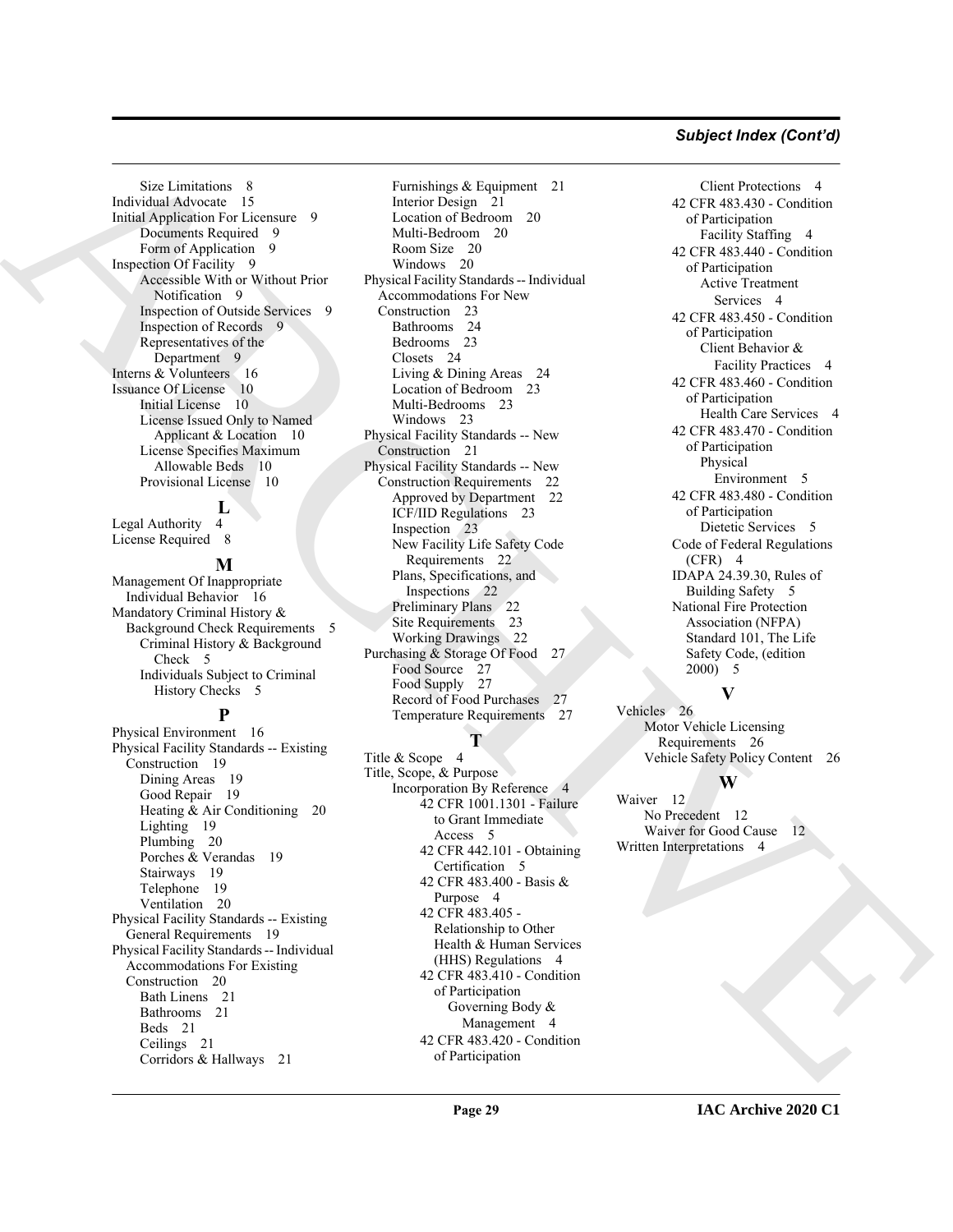Size Limitations 8
Individual Advocate 15
Initial Application For Licensure 9
- Documents Required 9
- Form of Application 9

Inspection Of Facility 9
- Accessible With or Without Prior Notification 9
- Inspection of Outside Services 9
- Inspection of Records 9
- Representatives of the Department 9

Interns & Volunteers 16
Issuance Of License 10
- Initial License 10
- License Issued Only to Named Applicant & Location 10
- License Specifies Maximum Allowable Beds 10
- Provisional License 10

## L

Legal Authority 4
License Required 8

## M

Management Of Inappropriate Individual Behavior 16
Mandatory Criminal History & Background Check Requirements 5
- Criminal History & Background Check 5
- Individuals Subject to Criminal History Checks 5

## P

Physical Environment 16
Physical Facility Standards -- Existing Construction 19
- Dining Areas 19
- Good Repair 19
- Heating & Air Conditioning 20
- Lighting 19
- Plumbing 20
- Porches & Verandas 19
- Stairways 19
- Telephone 19
- Ventilation 20

Physical Facility Standards -- Existing General Requirements 19
Physical Facility Standards -- Individual Accommodations For Existing Construction 20
- Bath Linens 21
- Bathrooms 21
- Beds 21
- Ceilings 21
- Corridors & Hallways 21
- Furnishings & Equipment 21
- Interior Design 21
- Location of Bedroom 20
- Multi-Bedroom 20
- Room Size 20
- Windows 20

Physical Facility Standards -- Individual Accommodations For New Construction 23
- Bathrooms 24
- Bedrooms 23
- Closets 24
- Living & Dining Areas 24
- Location of Bedroom 23
- Multi-Bedrooms 23
- Windows 23

Physical Facility Standards -- New Construction 21
Physical Facility Standards -- New Construction Requirements 22
- Approved by Department 22
- ICF/IID Regulations 23
- Inspection 23
- New Facility Life Safety Code Requirements 22
- Plans, Specifications, and Inspections 22
- Preliminary Plans 22
- Site Requirements 23
- Working Drawings 22

Purchasing & Storage Of Food 27
- Food Source 27
- Food Supply 27
- Record of Food Purchases 27
- Temperature Requirements 27

## T

Title & Scope 4
Title, Scope, & Purpose
- Incorporation By Reference 4
  - 42 CFR 1001.1301 - Failure to Grant Immediate Access 5
  - 42 CFR 442.101 - Obtaining Certification 5
  - 42 CFR 483.400 - Basis & Purpose 4
  - 42 CFR 483.405 - Relationship to Other Health & Human Services (HHS) Regulations 4
  - 42 CFR 483.410 - Condition of Participation Governing Body & Management 4
  - 42 CFR 483.420 - Condition of Participation Client Protections 4
  - 42 CFR 483.430 - Condition of Participation Facility Staffing 4
  - 42 CFR 483.440 - Condition of Participation Active Treatment Services 4
  - 42 CFR 483.450 - Condition of Participation Client Behavior & Facility Practices 4
  - 42 CFR 483.460 - Condition of Participation Health Care Services 4
  - 42 CFR 483.470 - Condition of Participation Physical Environment 5
  - 42 CFR 483.480 - Condition of Participation Dietetic Services 5
  - Code of Federal Regulations (CFR) 4
  - IDAPA 24.39.30, Rules of Building Safety 5
  - National Fire Protection Association (NFPA) Standard 101, The Life Safety Code, (edition 2000) 5

## V

Vehicles 26
- Motor Vehicle Licensing Requirements 26
- Vehicle Safety Policy Content 26

## W

Waiver 12
- No Precedent 12
- Waiver for Good Cause 12

Written Interpretations 4